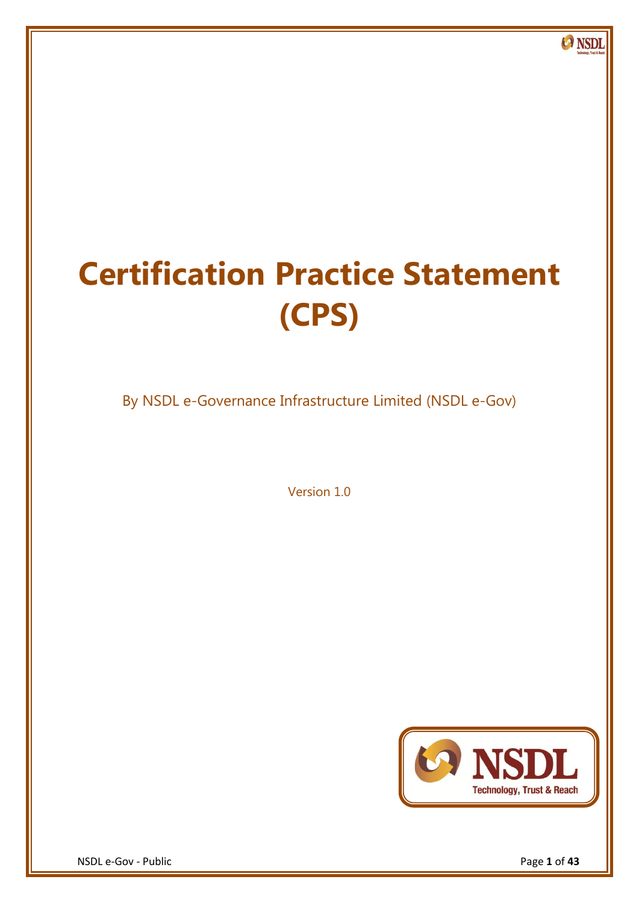# Certification Practice Statement (CPS)

By NSDL e-Governance Infrastructure Limited (NSDL e-Gov)

Version 1.0

NSDL e-Gov - Public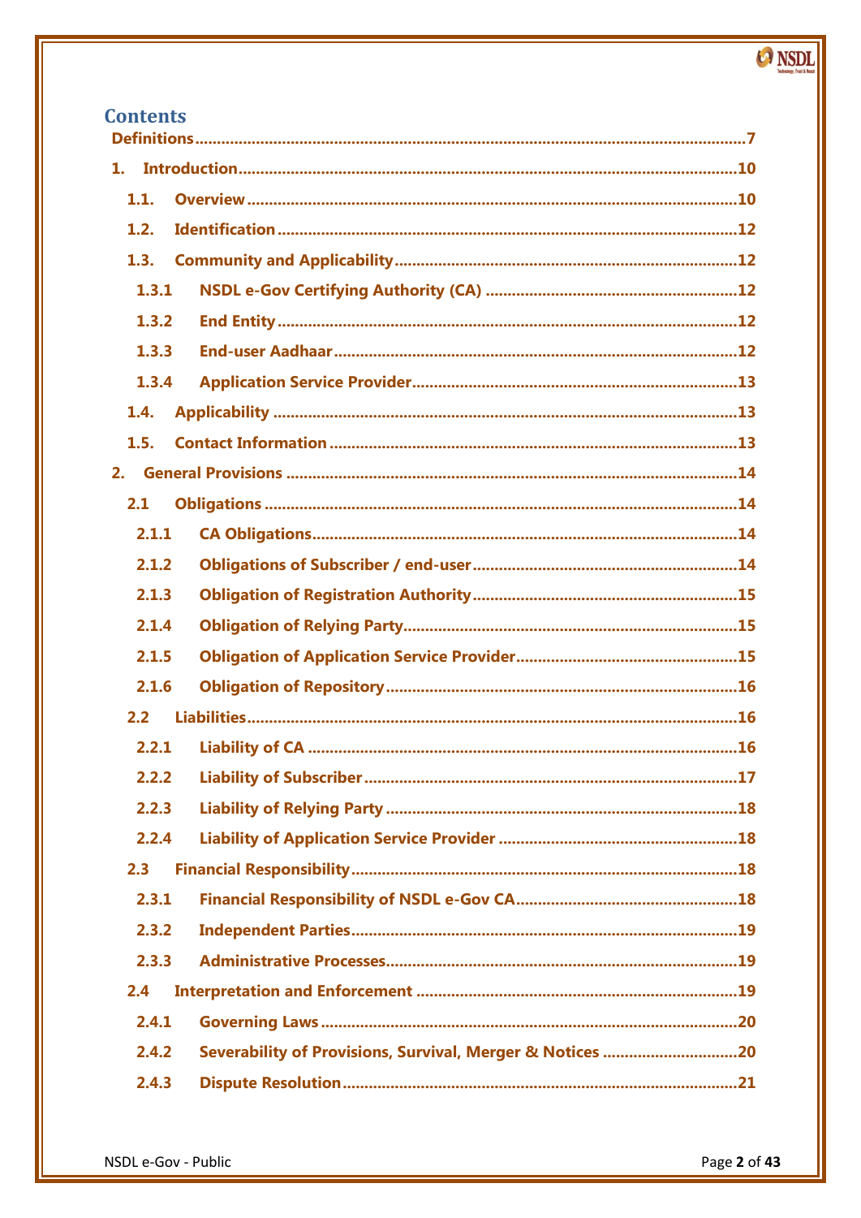## Contents

- **Definitions** .......... 7
- **1. Introduction** .......... 10
  - **1.1. Overview** .......... 10
  - **1.2. Identification** .......... 12
  - **1.3. Community and Applicability** .......... 12
    - **1.3.1 NSDL e-Gov Certifying Authority (CA)** .......... 12
    - **1.3.2 End Entity** .......... 12
    - **1.3.3 End-user Aadhaar** .......... 12
    - **1.3.4 Application Service Provider** .......... 13
  - **1.4. Applicability** .......... 13
  - **1.5. Contact Information** .......... 13
- **2. General Provisions** .......... 14
  - **2.1 Obligations** .......... 14
    - **2.1.1 CA Obligations** .......... 14
    - **2.1.2 Obligations of Subscriber / end-user** .......... 14
    - **2.1.3 Obligation of Registration Authority** .......... 15
    - **2.1.4 Obligation of Relying Party** .......... 15
    - **2.1.5 Obligation of Application Service Provider** .......... 15
    - **2.1.6 Obligation of Repository** .......... 16
  - **2.2 Liabilities** .......... 16
    - **2.2.1 Liability of CA** .......... 16
    - **2.2.2 Liability of Subscriber** .......... 17
    - **2.2.3 Liability of Relying Party** .......... 18
    - **2.2.4 Liability of Application Service Provider** .......... 18
  - **2.3 Financial Responsibility** .......... 18
    - **2.3.1 Financial Responsibility of NSDL e-Gov CA** .......... 18
    - **2.3.2 Independent Parties** .......... 19
    - **2.3.3 Administrative Processes** .......... 19
  - **2.4 Interpretation and Enforcement** .......... 19
    - **2.4.1 Governing Laws** .......... 20
    - **2.4.2 Severability of Provisions, Survival, Merger & Notices** .......... 20
    - **2.4.3 Dispute Resolution** .......... 21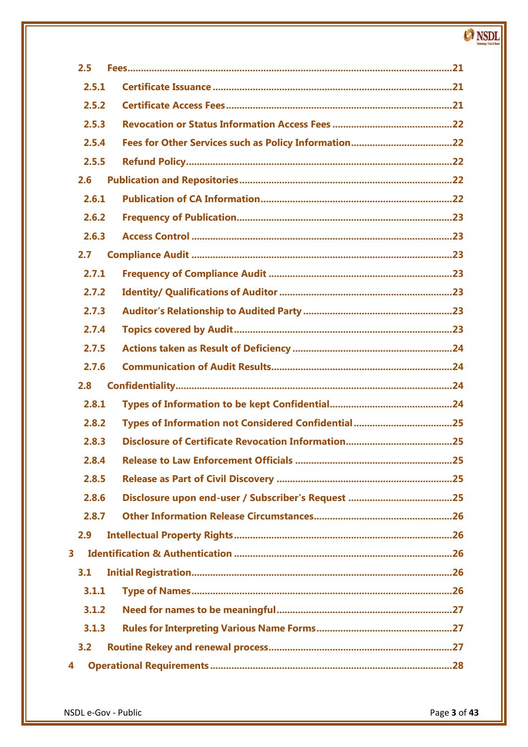2.5 Fees ....................................................................................................................21

2.5.1 Certificate Issuance ..........................................................................................21

2.5.2 Certificate Access Fees ......................................................................................21

2.5.3 Revocation or Status Information Access Fees ..............................................22

2.5.4 Fees for Other Services such as Policy Information .......................................22

2.5.5 Refund Policy ......................................................................................................22

2.6 Publication and Repositories ...............................................................................22

2.6.1 Publication of CA Information .........................................................................22

2.6.2 Frequency of Publication ..................................................................................23

2.6.3 Access Control ...................................................................................................23

2.7 Compliance Audit ..................................................................................................23

2.7.1 Frequency of Compliance Audit .......................................................................23

2.7.2 Identity/ Qualifications of Auditor ...................................................................23

2.7.3 Auditor's Relationship to Audited Party ..........................................................23

2.7.4 Topics covered by Audit ....................................................................................23

2.7.5 Actions taken as Result of Deficiency ..............................................................24

2.7.6 Communication of Audit Results ......................................................................24

2.8 Confidentiality .......................................................................................................24

2.8.1 Types of Information to be kept Confidential .................................................24

2.8.2 Types of Information not Considered Confidential .......................................25

2.8.3 Disclosure of Certificate Revocation Information ..........................................25

2.8.4 Release to Law Enforcement Officials .............................................................25

2.8.5 Release as Part of Civil Discovery ....................................................................25

2.8.6 Disclosure upon end-user / Subscriber's Request ..........................................25

2.8.7 Other Information Release Circumstances ......................................................26

2.9 Intellectual Property Rights ..................................................................................26

3 Identification & Authentication ..................................................................................26

3.1 Initial Registration .................................................................................................26

3.1.1 Type of Names ....................................................................................................26

3.1.2 Need for names to be meaningful ...................................................................27

3.1.3 Rules for Interpreting Various Name Forms ....................................................27

3.2 Routine Rekey and renewal process ....................................................................27

4 Operational Requirements ...........................................................................................28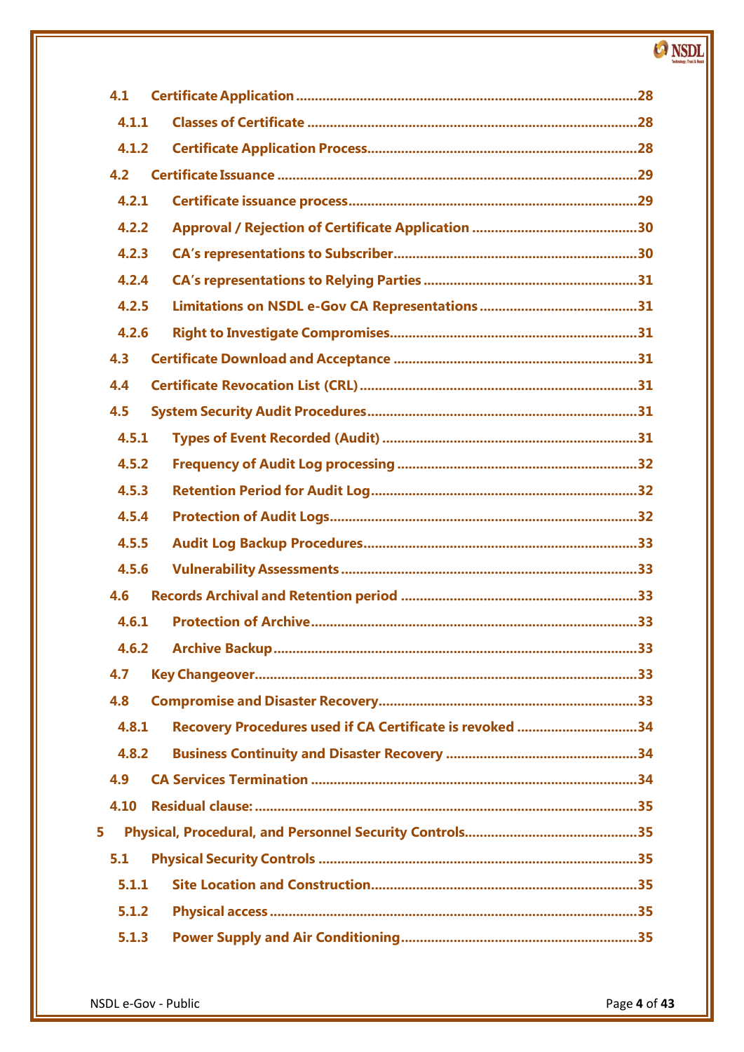4.1 Certificate Application ........................................................................................28

4.1.1 Classes of Certificate ........................................................................................28

4.1.2 Certificate Application Process........................................................................................28

4.2 Certificate Issuance ........................................................................................29

4.2.1 Certificate issuance process........................................................................................29

4.2.2 Approval / Rejection of Certificate Application ........................................................................................30

4.2.3 CA's representations to Subscriber........................................................................................30

4.2.4 CA's representations to Relying Parties ........................................................................................31

4.2.5 Limitations on NSDL e-Gov CA Representations ........................................................................................31

4.2.6 Right to Investigate Compromises........................................................................................31

4.3 Certificate Download and Acceptance ........................................................................................31

4.4 Certificate Revocation List (CRL) ........................................................................................31

4.5 System Security Audit Procedures........................................................................................31

4.5.1 Types of Event Recorded (Audit) ........................................................................................31

4.5.2 Frequency of Audit Log processing ........................................................................................32

4.5.3 Retention Period for Audit Log........................................................................................32

4.5.4 Protection of Audit Logs........................................................................................32

4.5.5 Audit Log Backup Procedures........................................................................................33

4.5.6 Vulnerability Assessments ........................................................................................33

4.6 Records Archival and Retention period ........................................................................................33

4.6.1 Protection of Archive........................................................................................33

4.6.2 Archive Backup........................................................................................33

4.7 Key Changeover........................................................................................33

4.8 Compromise and Disaster Recovery........................................................................................33

4.8.1 Recovery Procedures used if CA Certificate is revoked ........................................................................................34

4.8.2 Business Continuity and Disaster Recovery ........................................................................................34

4.9 CA Services Termination ........................................................................................34

4.10 Residual clause: ........................................................................................35

5 Physical, Procedural, and Personnel Security Controls........................................................................................35

5.1 Physical Security Controls ........................................................................................35

5.1.1 Site Location and Construction........................................................................................35

5.1.2 Physical access ........................................................................................35

5.1.3 Power Supply and Air Conditioning........................................................................................35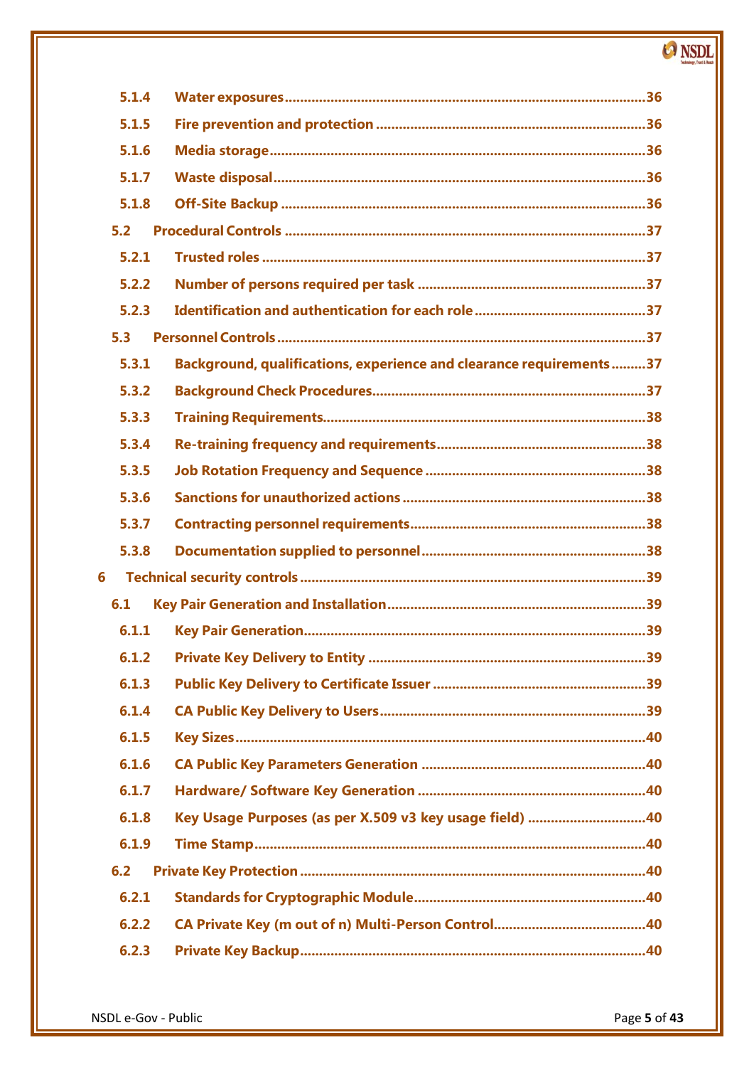5.1.4 Water exposures ........................................................................................................36

5.1.5 Fire prevention and protection ......................................................................36

5.1.6 Media storage ..................................................................................................36

5.1.7 Waste disposal .................................................................................................36

5.1.8 Off-Site Backup ...............................................................................................36

5.2 Procedural Controls .............................................................................................37

5.2.1 Trusted roles ....................................................................................................37

5.2.2 Number of persons required per task ............................................................37

5.2.3 Identification and authentication for each role .............................................37

5.3 Personnel Controls ................................................................................................37

5.3.1 Background, qualifications, experience and clearance requirements .........37

5.3.2 Background Check Procedures .......................................................................37

5.3.3 Training Requirements ....................................................................................38

5.3.4 Re-training frequency and requirements .......................................................38

5.3.5 Job Rotation Frequency and Sequence ..........................................................38

5.3.6 Sanctions for unauthorized actions ................................................................38

5.3.7 Contracting personnel requirements .............................................................38

5.3.8 Documentation supplied to personnel ..........................................................38

6 Technical security controls ..........................................................................................39

6.1 Key Pair Generation and Installation ...................................................................39

6.1.1 Key Pair Generation .........................................................................................39

6.1.2 Private Key Delivery to Entity .........................................................................39

6.1.3 Public Key Delivery to Certificate Issuer ........................................................39

6.1.4 CA Public Key Delivery to Users .....................................................................39

6.1.5 Key Sizes ...........................................................................................................40

6.1.6 CA Public Key Parameters Generation ...........................................................40

6.1.7 Hardware/ Software Key Generation .............................................................40

6.1.8 Key Usage Purposes (as per X.509 v3 key usage field) ...............................40

6.1.9 Time Stamp .......................................................................................................40

6.2 Private Key Protection ...........................................................................................40

6.2.1 Standards for Cryptographic Module .............................................................40

6.2.2 CA Private Key (m out of n) Multi-Person Control ........................................40

6.2.3 Private Key Backup ..........................................................................................40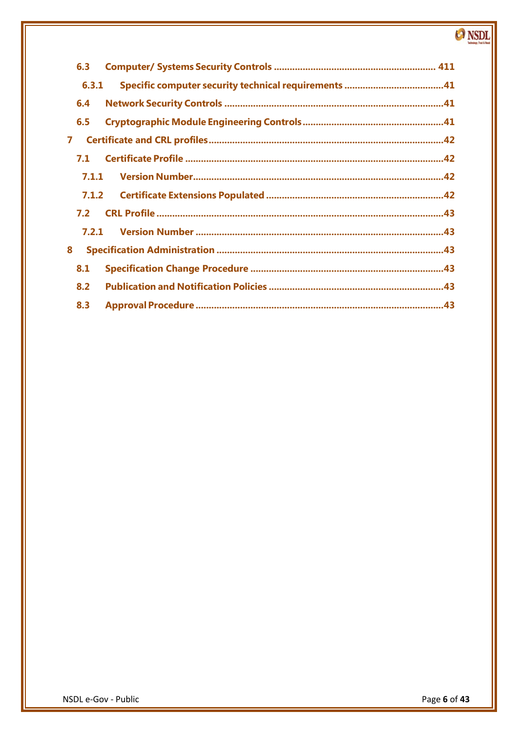6.3 Computer/ Systems Security Controls ............................................................ 411

6.3.1 Specific computer security technical requirements ......................................41

6.4 Network Security Controls ...................................................................................41

6.5 Cryptographic Module Engineering Controls ......................................................41

7 Certificate and CRL profiles ..........................................................................................42

7.1 Certificate Profile ..................................................................................................42

7.1.1 Version Number...............................................................................................42

7.1.2 Certificate Extensions Populated ...................................................................42

7.2 CRL Profile ............................................................................................................43

7.2.1 Version Number ..............................................................................................43

8 Specification Administration .......................................................................................43

8.1 Specification Change Procedure .........................................................................43

8.2 Publication and Notification Policies ..................................................................43

8.3 Approval Procedure ..............................................................................................43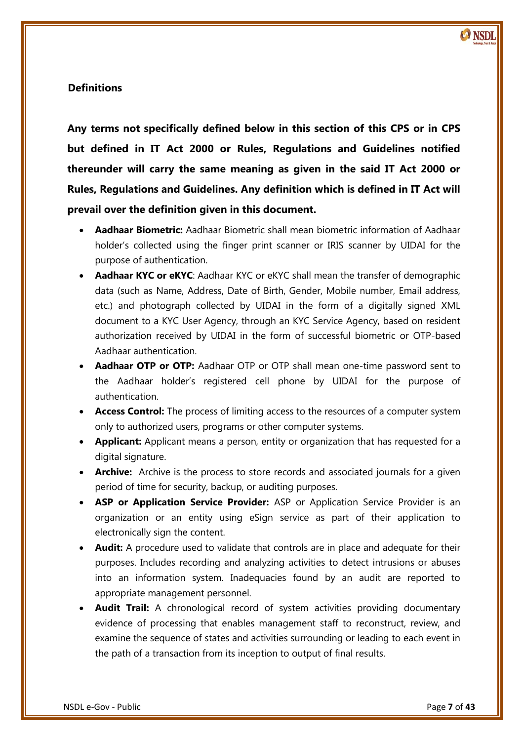## Definitions

**Any terms not specifically defined below in this section of this CPS or in CPS but defined in IT Act 2000 or Rules, Regulations and Guidelines notified thereunder will carry the same meaning as given in the said IT Act 2000 or Rules, Regulations and Guidelines. Any definition which is defined in IT Act will prevail over the definition given in this document.**

- **Aadhaar Biometric:** Aadhaar Biometric shall mean biometric information of Aadhaar holder's collected using the finger print scanner or IRIS scanner by UIDAI for the purpose of authentication.
- **Aadhaar KYC or eKYC**: Aadhaar KYC or eKYC shall mean the transfer of demographic data (such as Name, Address, Date of Birth, Gender, Mobile number, Email address, etc.) and photograph collected by UIDAI in the form of a digitally signed XML document to a KYC User Agency, through an KYC Service Agency, based on resident authorization received by UIDAI in the form of successful biometric or OTP-based Aadhaar authentication.
- **Aadhaar OTP or OTP:** Aadhaar OTP or OTP shall mean one-time password sent to the Aadhaar holder's registered cell phone by UIDAI for the purpose of authentication.
- **Access Control:** The process of limiting access to the resources of a computer system only to authorized users, programs or other computer systems.
- **Applicant:** Applicant means a person, entity or organization that has requested for a digital signature.
- **Archive:** Archive is the process to store records and associated journals for a given period of time for security, backup, or auditing purposes.
- **ASP or Application Service Provider:** ASP or Application Service Provider is an organization or an entity using eSign service as part of their application to electronically sign the content.
- **Audit:** A procedure used to validate that controls are in place and adequate for their purposes. Includes recording and analyzing activities to detect intrusions or abuses into an information system. Inadequacies found by an audit are reported to appropriate management personnel.
- **Audit Trail:** A chronological record of system activities providing documentary evidence of processing that enables management staff to reconstruct, review, and examine the sequence of states and activities surrounding or leading to each event in the path of a transaction from its inception to output of final results.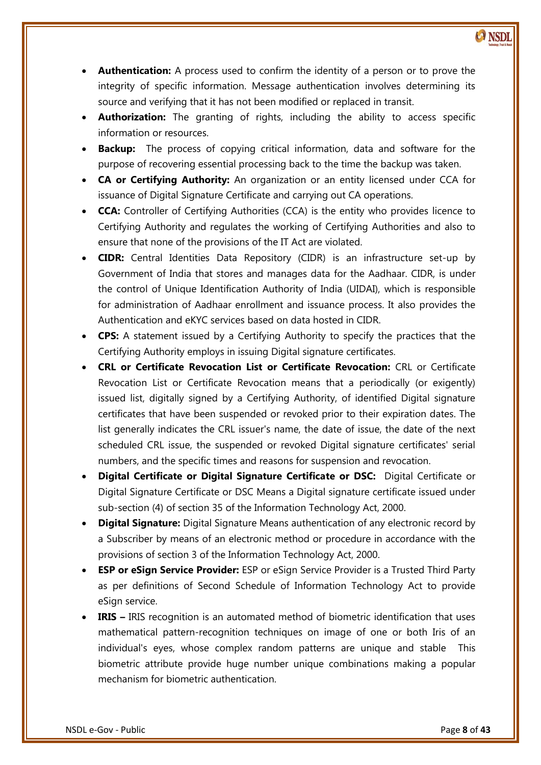- **Authentication:** A process used to confirm the identity of a person or to prove the integrity of specific information. Message authentication involves determining its source and verifying that it has not been modified or replaced in transit.
- **Authorization:** The granting of rights, including the ability to access specific information or resources.
- **Backup:** The process of copying critical information, data and software for the purpose of recovering essential processing back to the time the backup was taken.
- **CA or Certifying Authority:** An organization or an entity licensed under CCA for issuance of Digital Signature Certificate and carrying out CA operations.
- **CCA:** Controller of Certifying Authorities (CCA) is the entity who provides licence to Certifying Authority and regulates the working of Certifying Authorities and also to ensure that none of the provisions of the IT Act are violated.
- **CIDR:** Central Identities Data Repository (CIDR) is an infrastructure set-up by Government of India that stores and manages data for the Aadhaar. CIDR, is under the control of Unique Identification Authority of India (UIDAI), which is responsible for administration of Aadhaar enrollment and issuance process. It also provides the Authentication and eKYC services based on data hosted in CIDR.
- **CPS:** A statement issued by a Certifying Authority to specify the practices that the Certifying Authority employs in issuing Digital signature certificates.
- **CRL or Certificate Revocation List or Certificate Revocation:** CRL or Certificate Revocation List or Certificate Revocation means that a periodically (or exigently) issued list, digitally signed by a Certifying Authority, of identified Digital signature certificates that have been suspended or revoked prior to their expiration dates. The list generally indicates the CRL issuer's name, the date of issue, the date of the next scheduled CRL issue, the suspended or revoked Digital signature certificates' serial numbers, and the specific times and reasons for suspension and revocation.
- **Digital Certificate or Digital Signature Certificate or DSC:** Digital Certificate or Digital Signature Certificate or DSC Means a Digital signature certificate issued under sub-section (4) of section 35 of the Information Technology Act, 2000.
- **Digital Signature:** Digital Signature Means authentication of any electronic record by a Subscriber by means of an electronic method or procedure in accordance with the provisions of section 3 of the Information Technology Act, 2000.
- **ESP or eSign Service Provider:** ESP or eSign Service Provider is a Trusted Third Party as per definitions of Second Schedule of Information Technology Act to provide eSign service.
- **IRIS –** IRIS recognition is an automated method of biometric identification that uses mathematical pattern-recognition techniques on image of one or both Iris of an individual's eyes, whose complex random patterns are unique and stable This biometric attribute provide huge number unique combinations making a popular mechanism for biometric authentication.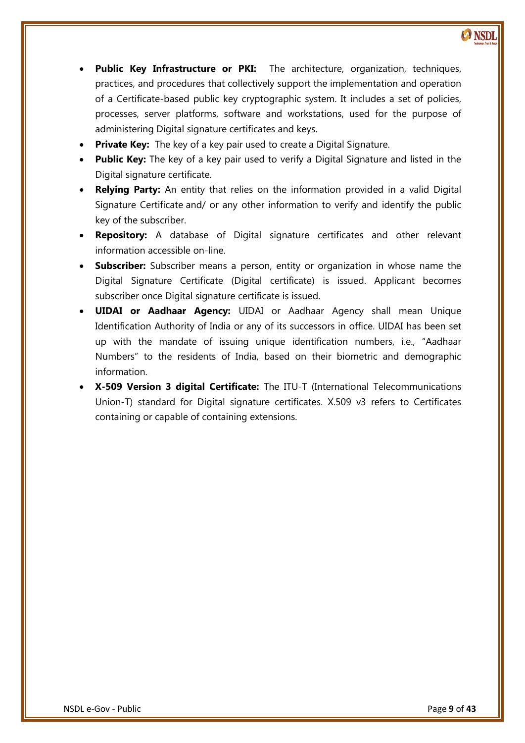- **Public Key Infrastructure or PKI:** The architecture, organization, techniques, practices, and procedures that collectively support the implementation and operation of a Certificate-based public key cryptographic system. It includes a set of policies, processes, server platforms, software and workstations, used for the purpose of administering Digital signature certificates and keys.
- **Private Key:** The key of a key pair used to create a Digital Signature.
- **Public Key:** The key of a key pair used to verify a Digital Signature and listed in the Digital signature certificate.
- **Relying Party:** An entity that relies on the information provided in a valid Digital Signature Certificate and/ or any other information to verify and identify the public key of the subscriber.
- **Repository:** A database of Digital signature certificates and other relevant information accessible on-line.
- **Subscriber:** Subscriber means a person, entity or organization in whose name the Digital Signature Certificate (Digital certificate) is issued. Applicant becomes subscriber once Digital signature certificate is issued.
- **UIDAI or Aadhaar Agency:** UIDAI or Aadhaar Agency shall mean Unique Identification Authority of India or any of its successors in office. UIDAI has been set up with the mandate of issuing unique identification numbers, i.e., "Aadhaar Numbers" to the residents of India, based on their biometric and demographic information.
- **X-509 Version 3 digital Certificate:** The ITU-T (International Telecommunications Union-T) standard for Digital signature certificates. X.509 v3 refers to Certificates containing or capable of containing extensions.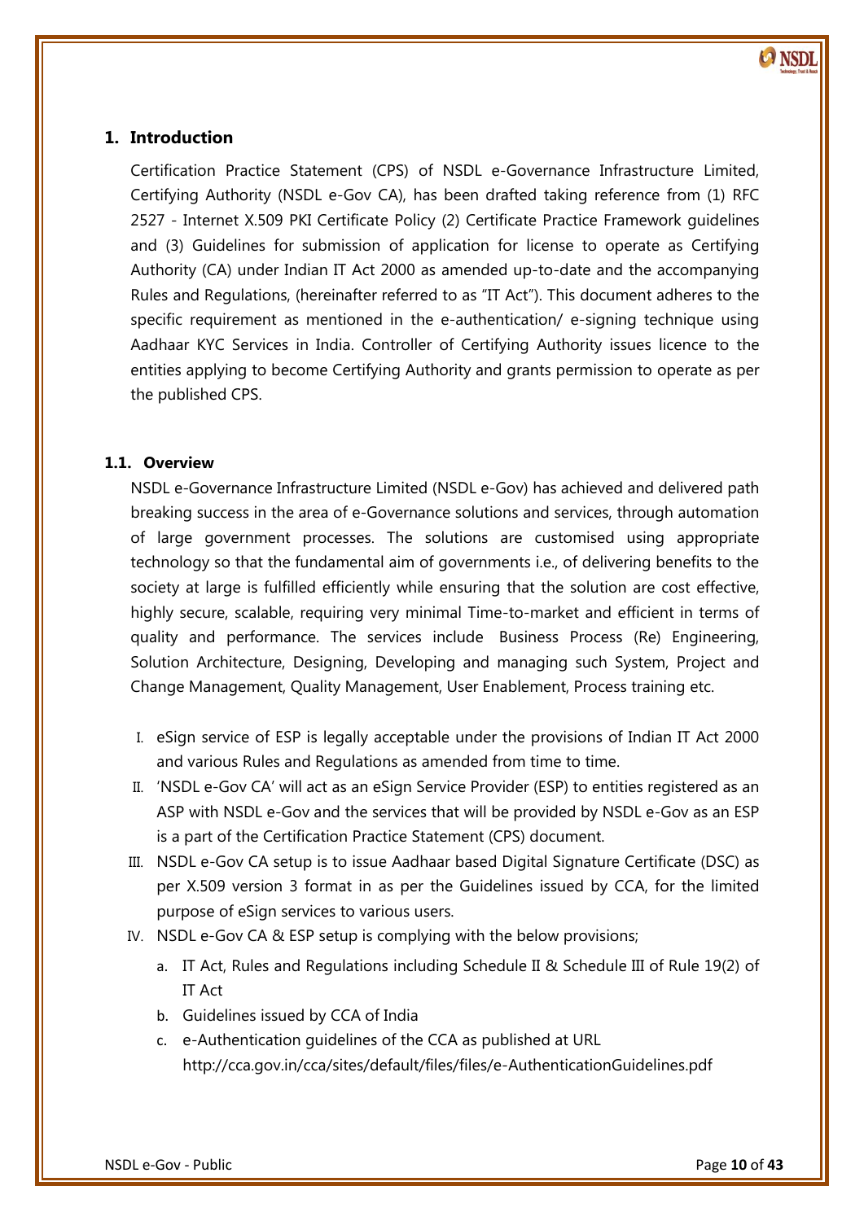# 1. Introduction

Certification Practice Statement (CPS) of NSDL e-Governance Infrastructure Limited, Certifying Authority (NSDL e-Gov CA), has been drafted taking reference from (1) RFC 2527 - Internet X.509 PKI Certificate Policy (2) Certificate Practice Framework guidelines and (3) Guidelines for submission of application for license to operate as Certifying Authority (CA) under Indian IT Act 2000 as amended up-to-date and the accompanying Rules and Regulations, (hereinafter referred to as "IT Act"). This document adheres to the specific requirement as mentioned in the e-authentication/ e-signing technique using Aadhaar KYC Services in India. Controller of Certifying Authority issues licence to the entities applying to become Certifying Authority and grants permission to operate as per the published CPS.

## 1.1. Overview

NSDL e-Governance Infrastructure Limited (NSDL e-Gov) has achieved and delivered path breaking success in the area of e-Governance solutions and services, through automation of large government processes. The solutions are customised using appropriate technology so that the fundamental aim of governments i.e., of delivering benefits to the society at large is fulfilled efficiently while ensuring that the solution are cost effective, highly secure, scalable, requiring very minimal Time-to-market and efficient in terms of quality and performance. The services include Business Process (Re) Engineering, Solution Architecture, Designing, Developing and managing such System, Project and Change Management, Quality Management, User Enablement, Process training etc.

I. eSign service of ESP is legally acceptable under the provisions of Indian IT Act 2000 and various Rules and Regulations as amended from time to time.
II. 'NSDL e-Gov CA' will act as an eSign Service Provider (ESP) to entities registered as an ASP with NSDL e-Gov and the services that will be provided by NSDL e-Gov as an ESP is a part of the Certification Practice Statement (CPS) document.
III. NSDL e-Gov CA setup is to issue Aadhaar based Digital Signature Certificate (DSC) as per X.509 version 3 format in as per the Guidelines issued by CCA, for the limited purpose of eSign services to various users.
IV. NSDL e-Gov CA & ESP setup is complying with the below provisions;
   a. IT Act, Rules and Regulations including Schedule II & Schedule III of Rule 19(2) of IT Act
   b. Guidelines issued by CCA of India
   c. e-Authentication guidelines of the CCA as published at URL http://cca.gov.in/cca/sites/default/files/files/e-AuthenticationGuidelines.pdf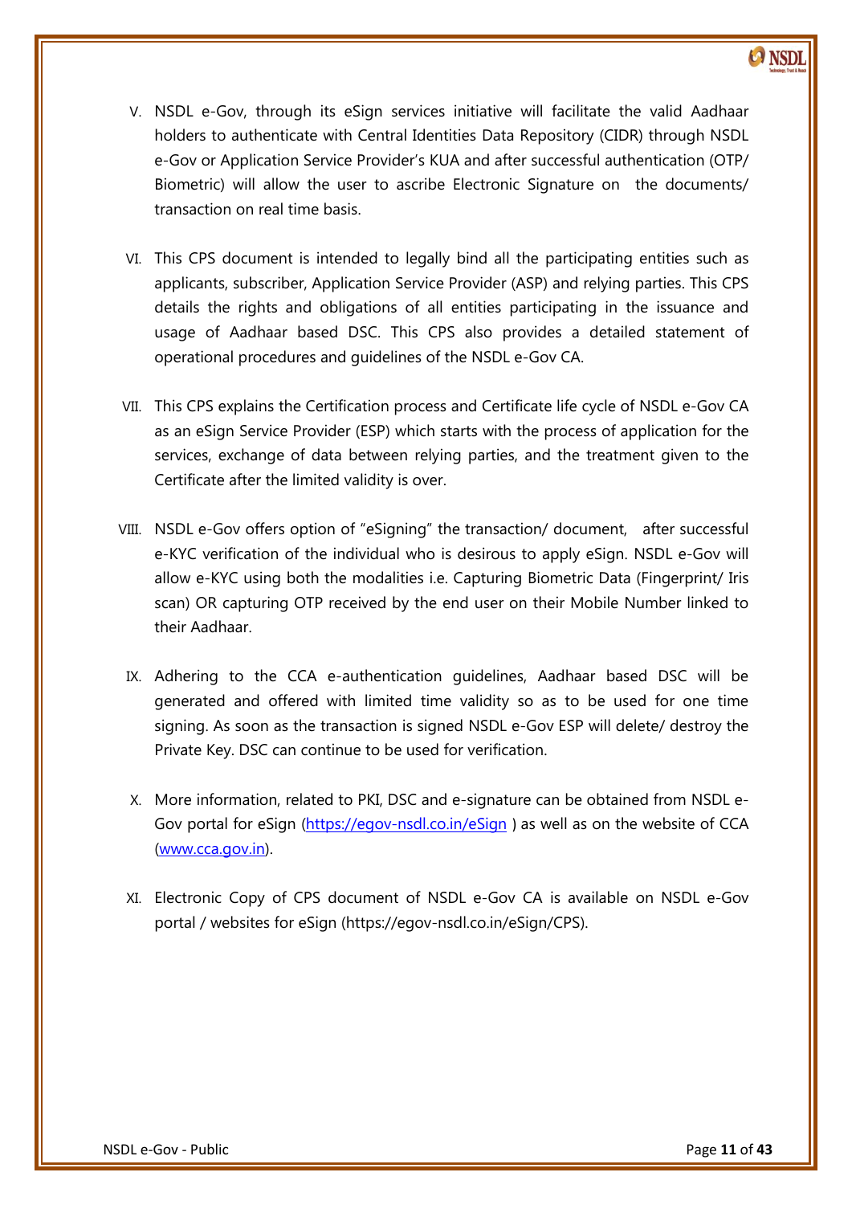V. NSDL e-Gov, through its eSign services initiative will facilitate the valid Aadhaar holders to authenticate with Central Identities Data Repository (CIDR) through NSDL e-Gov or Application Service Provider's KUA and after successful authentication (OTP/ Biometric) will allow the user to ascribe Electronic Signature on the documents/ transaction on real time basis.

VI. This CPS document is intended to legally bind all the participating entities such as applicants, subscriber, Application Service Provider (ASP) and relying parties. This CPS details the rights and obligations of all entities participating in the issuance and usage of Aadhaar based DSC. This CPS also provides a detailed statement of operational procedures and guidelines of the NSDL e-Gov CA.

VII. This CPS explains the Certification process and Certificate life cycle of NSDL e-Gov CA as an eSign Service Provider (ESP) which starts with the process of application for the services, exchange of data between relying parties, and the treatment given to the Certificate after the limited validity is over.

VIII. NSDL e-Gov offers option of "eSigning" the transaction/ document, after successful e-KYC verification of the individual who is desirous to apply eSign. NSDL e-Gov will allow e-KYC using both the modalities i.e. Capturing Biometric Data (Fingerprint/ Iris scan) OR capturing OTP received by the end user on their Mobile Number linked to their Aadhaar.

IX. Adhering to the CCA e-authentication guidelines, Aadhaar based DSC will be generated and offered with limited time validity so as to be used for one time signing. As soon as the transaction is signed NSDL e-Gov ESP will delete/ destroy the Private Key. DSC can continue to be used for verification.

X. More information, related to PKI, DSC and e-signature can be obtained from NSDL e-Gov portal for eSign (https://egov-nsdl.co.in/eSign ) as well as on the website of CCA (www.cca.gov.in).

XI. Electronic Copy of CPS document of NSDL e-Gov CA is available on NSDL e-Gov portal / websites for eSign (https://egov-nsdl.co.in/eSign/CPS).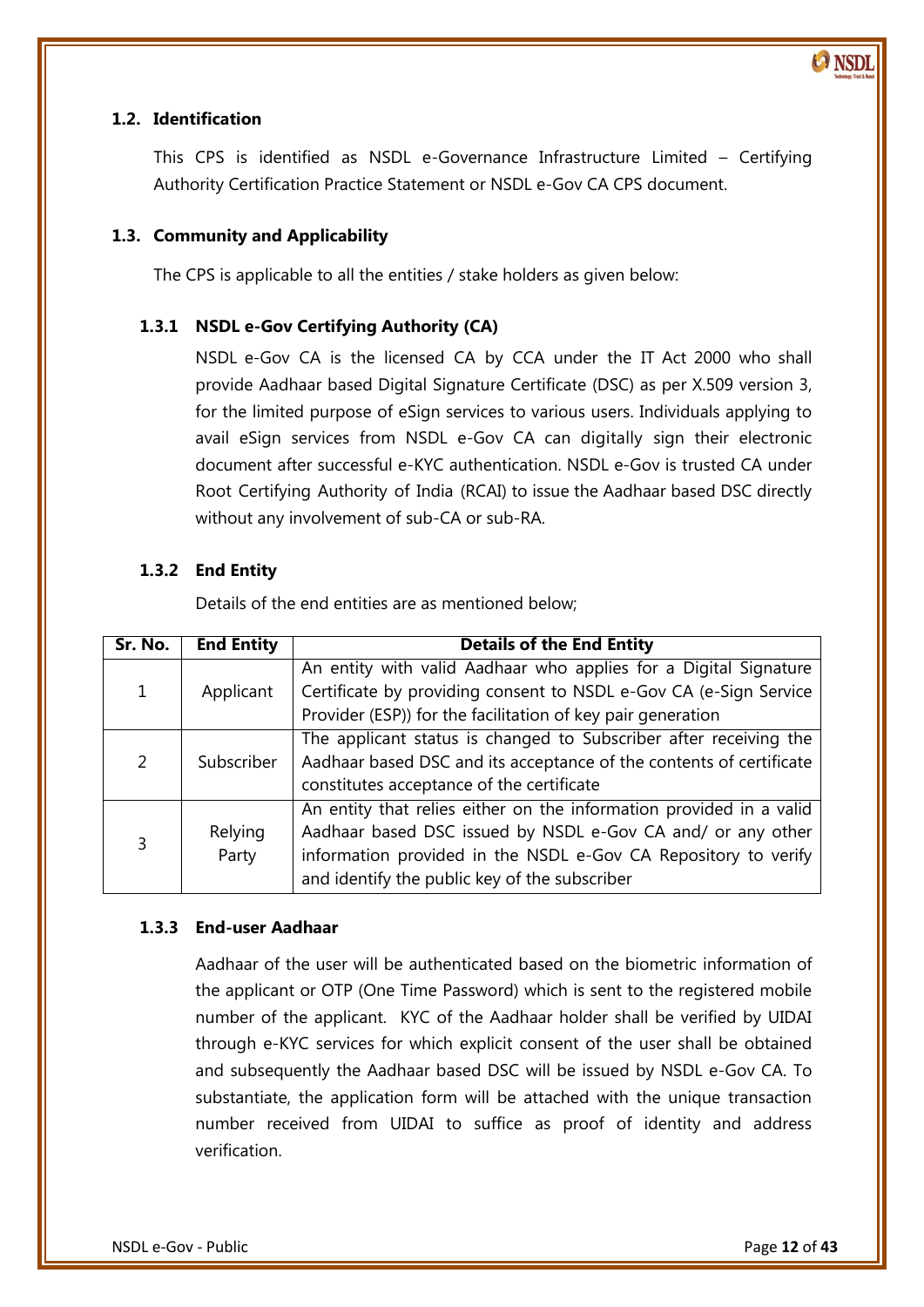## 1.2. Identification

This CPS is identified as NSDL e-Governance Infrastructure Limited – Certifying Authority Certification Practice Statement or NSDL e-Gov CA CPS document.

## 1.3. Community and Applicability

The CPS is applicable to all the entities / stake holders as given below:

### 1.3.1 NSDL e-Gov Certifying Authority (CA)

NSDL e-Gov CA is the licensed CA by CCA under the IT Act 2000 who shall provide Aadhaar based Digital Signature Certificate (DSC) as per X.509 version 3, for the limited purpose of eSign services to various users. Individuals applying to avail eSign services from NSDL e-Gov CA can digitally sign their electronic document after successful e-KYC authentication. NSDL e-Gov is trusted CA under Root Certifying Authority of India (RCAI) to issue the Aadhaar based DSC directly without any involvement of sub-CA or sub-RA.

### 1.3.2 End Entity

Details of the end entities are as mentioned below;

| Sr. No. | End Entity | Details of the End Entity |
|---|---|---|
| 1 | Applicant | An entity with valid Aadhaar who applies for a Digital Signature Certificate by providing consent to NSDL e-Gov CA (e-Sign Service Provider (ESP)) for the facilitation of key pair generation |
| 2 | Subscriber | The applicant status is changed to Subscriber after receiving the Aadhaar based DSC and its acceptance of the contents of certificate constitutes acceptance of the certificate |
| 3 | Relying Party | An entity that relies either on the information provided in a valid Aadhaar based DSC issued by NSDL e-Gov CA and/ or any other information provided in the NSDL e-Gov CA Repository to verify and identify the public key of the subscriber |

### 1.3.3 End-user Aadhaar

Aadhaar of the user will be authenticated based on the biometric information of the applicant or OTP (One Time Password) which is sent to the registered mobile number of the applicant. KYC of the Aadhaar holder shall be verified by UIDAI through e-KYC services for which explicit consent of the user shall be obtained and subsequently the Aadhaar based DSC will be issued by NSDL e-Gov CA. To substantiate, the application form will be attached with the unique transaction number received from UIDAI to suffice as proof of identity and address verification.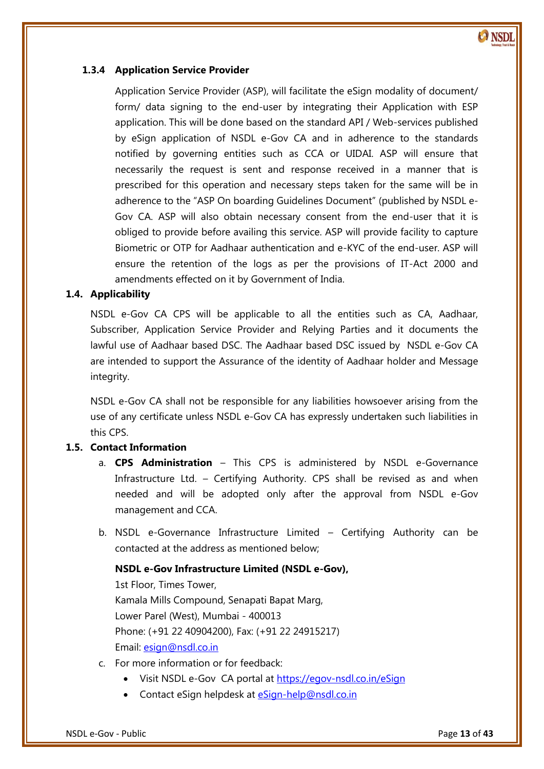### 1.3.4 Application Service Provider

Application Service Provider (ASP), will facilitate the eSign modality of document/ form/ data signing to the end-user by integrating their Application with ESP application. This will be done based on the standard API / Web-services published by eSign application of NSDL e-Gov CA and in adherence to the standards notified by governing entities such as CCA or UIDAI. ASP will ensure that necessarily the request is sent and response received in a manner that is prescribed for this operation and necessary steps taken for the same will be in adherence to the "ASP On boarding Guidelines Document" (published by NSDL e-Gov CA. ASP will also obtain necessary consent from the end-user that it is obliged to provide before availing this service. ASP will provide facility to capture Biometric or OTP for Aadhaar authentication and e-KYC of the end-user. ASP will ensure the retention of the logs as per the provisions of IT-Act 2000 and amendments effected on it by Government of India.

## 1.4. Applicability

NSDL e-Gov CA CPS will be applicable to all the entities such as CA, Aadhaar, Subscriber, Application Service Provider and Relying Parties and it documents the lawful use of Aadhaar based DSC. The Aadhaar based DSC issued by NSDL e-Gov CA are intended to support the Assurance of the identity of Aadhaar holder and Message integrity.

NSDL e-Gov CA shall not be responsible for any liabilities howsoever arising from the use of any certificate unless NSDL e-Gov CA has expressly undertaken such liabilities in this CPS.

## 1.5. Contact Information

a. **CPS Administration** – This CPS is administered by NSDL e-Governance Infrastructure Ltd. – Certifying Authority. CPS shall be revised as and when needed and will be adopted only after the approval from NSDL e-Gov management and CCA.

b. NSDL e-Governance Infrastructure Limited – Certifying Authority can be contacted at the address as mentioned below;

   **NSDL e-Gov Infrastructure Limited (NSDL e-Gov),**
   1st Floor, Times Tower,
   Kamala Mills Compound, Senapati Bapat Marg,
   Lower Parel (West), Mumbai - 400013
   Phone: (+91 22 40904200), Fax: (+91 22 24915217)
   Email: esign@nsdl.co.in

c. For more information or for feedback:
   - Visit NSDL e-Gov CA portal at https://egov-nsdl.co.in/eSign
   - Contact eSign helpdesk at eSign-help@nsdl.co.in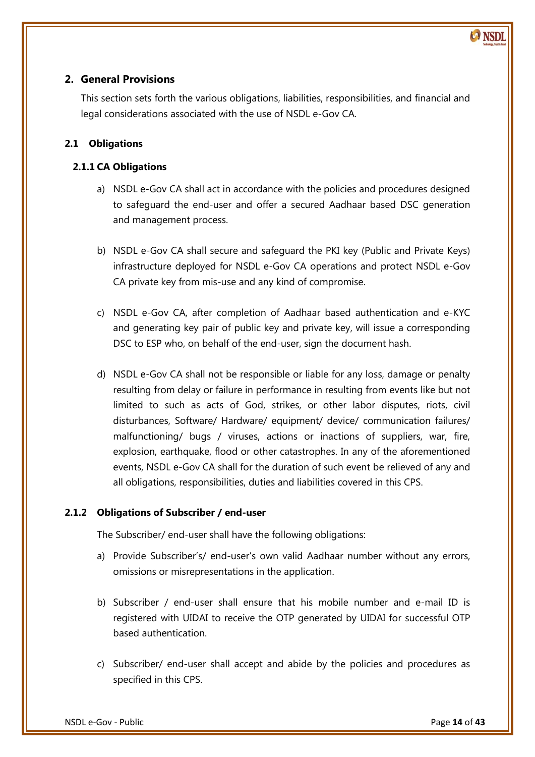## 2. General Provisions

This section sets forth the various obligations, liabilities, responsibilities, and financial and legal considerations associated with the use of NSDL e-Gov CA.

### 2.1 Obligations

#### 2.1.1 CA Obligations

a) NSDL e-Gov CA shall act in accordance with the policies and procedures designed to safeguard the end-user and offer a secured Aadhaar based DSC generation and management process.

b) NSDL e-Gov CA shall secure and safeguard the PKI key (Public and Private Keys) infrastructure deployed for NSDL e-Gov CA operations and protect NSDL e-Gov CA private key from mis-use and any kind of compromise.

c) NSDL e-Gov CA, after completion of Aadhaar based authentication and e-KYC and generating key pair of public key and private key, will issue a corresponding DSC to ESP who, on behalf of the end-user, sign the document hash.

d) NSDL e-Gov CA shall not be responsible or liable for any loss, damage or penalty resulting from delay or failure in performance in resulting from events like but not limited to such as acts of God, strikes, or other labor disputes, riots, civil disturbances, Software/ Hardware/ equipment/ device/ communication failures/ malfunctioning/ bugs / viruses, actions or inactions of suppliers, war, fire, explosion, earthquake, flood or other catastrophes. In any of the aforementioned events, NSDL e-Gov CA shall for the duration of such event be relieved of any and all obligations, responsibilities, duties and liabilities covered in this CPS.

#### 2.1.2 Obligations of Subscriber / end-user

The Subscriber/ end-user shall have the following obligations:

a) Provide Subscriber's/ end-user's own valid Aadhaar number without any errors, omissions or misrepresentations in the application.

b) Subscriber / end-user shall ensure that his mobile number and e-mail ID is registered with UIDAI to receive the OTP generated by UIDAI for successful OTP based authentication.

c) Subscriber/ end-user shall accept and abide by the policies and procedures as specified in this CPS.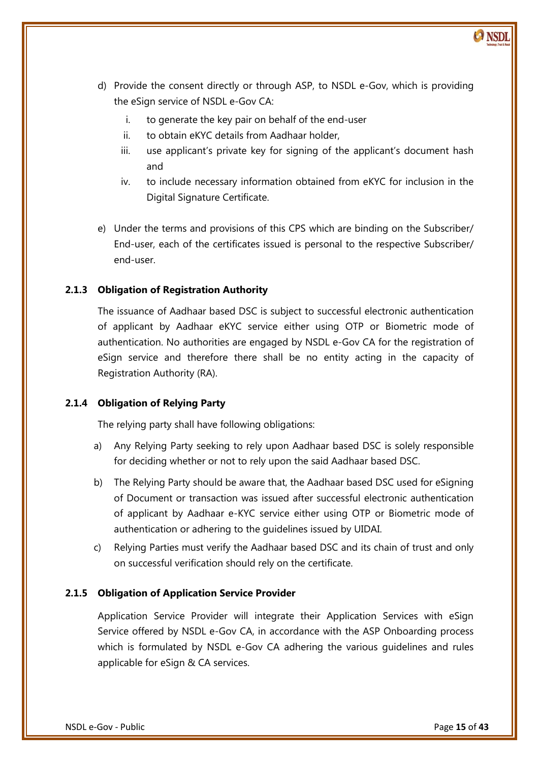d) Provide the consent directly or through ASP, to NSDL e-Gov, which is providing the eSign service of NSDL e-Gov CA:

   i. to generate the key pair on behalf of the end-user
   ii. to obtain eKYC details from Aadhaar holder,
   iii. use applicant's private key for signing of the applicant's document hash and
   iv. to include necessary information obtained from eKYC for inclusion in the Digital Signature Certificate.

e) Under the terms and provisions of this CPS which are binding on the Subscriber/ End-user, each of the certificates issued is personal to the respective Subscriber/ end-user.

#### 2.1.3 Obligation of Registration Authority

The issuance of Aadhaar based DSC is subject to successful electronic authentication of applicant by Aadhaar eKYC service either using OTP or Biometric mode of authentication. No authorities are engaged by NSDL e-Gov CA for the registration of eSign service and therefore there shall be no entity acting in the capacity of Registration Authority (RA).

#### 2.1.4 Obligation of Relying Party

The relying party shall have following obligations:

a) Any Relying Party seeking to rely upon Aadhaar based DSC is solely responsible for deciding whether or not to rely upon the said Aadhaar based DSC.

b) The Relying Party should be aware that, the Aadhaar based DSC used for eSigning of Document or transaction was issued after successful electronic authentication of applicant by Aadhaar e-KYC service either using OTP or Biometric mode of authentication or adhering to the guidelines issued by UIDAI.

c) Relying Parties must verify the Aadhaar based DSC and its chain of trust and only on successful verification should rely on the certificate.

#### 2.1.5 Obligation of Application Service Provider

Application Service Provider will integrate their Application Services with eSign Service offered by NSDL e-Gov CA, in accordance with the ASP Onboarding process which is formulated by NSDL e-Gov CA adhering the various guidelines and rules applicable for eSign & CA services.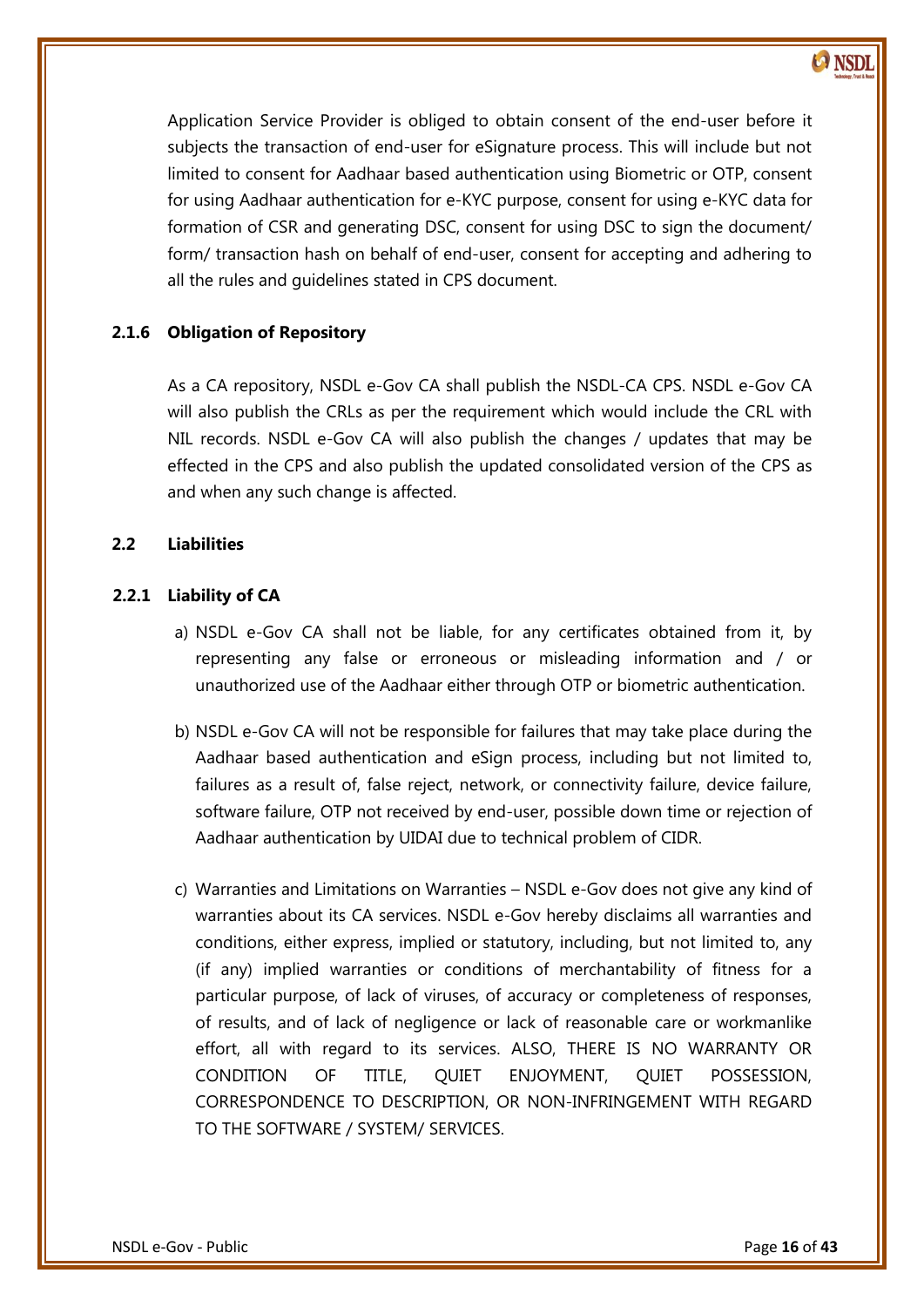Application Service Provider is obliged to obtain consent of the end-user before it subjects the transaction of end-user for eSignature process. This will include but not limited to consent for Aadhaar based authentication using Biometric or OTP, consent for using Aadhaar authentication for e-KYC purpose, consent for using e-KYC data for formation of CSR and generating DSC, consent for using DSC to sign the document/ form/ transaction hash on behalf of end-user, consent for accepting and adhering to all the rules and guidelines stated in CPS document.

### 2.1.6 Obligation of Repository

As a CA repository, NSDL e-Gov CA shall publish the NSDL-CA CPS. NSDL e-Gov CA will also publish the CRLs as per the requirement which would include the CRL with NIL records. NSDL e-Gov CA will also publish the changes / updates that may be effected in the CPS and also publish the updated consolidated version of the CPS as and when any such change is affected.

## 2.2 Liabilities

### 2.2.1 Liability of CA

a) NSDL e-Gov CA shall not be liable, for any certificates obtained from it, by representing any false or erroneous or misleading information and / or unauthorized use of the Aadhaar either through OTP or biometric authentication.

b) NSDL e-Gov CA will not be responsible for failures that may take place during the Aadhaar based authentication and eSign process, including but not limited to, failures as a result of, false reject, network, or connectivity failure, device failure, software failure, OTP not received by end-user, possible down time or rejection of Aadhaar authentication by UIDAI due to technical problem of CIDR.

c) Warranties and Limitations on Warranties – NSDL e-Gov does not give any kind of warranties about its CA services. NSDL e-Gov hereby disclaims all warranties and conditions, either express, implied or statutory, including, but not limited to, any (if any) implied warranties or conditions of merchantability of fitness for a particular purpose, of lack of viruses, of accuracy or completeness of responses, of results, and of lack of negligence or lack of reasonable care or workmanlike effort, all with regard to its services. ALSO, THERE IS NO WARRANTY OR CONDITION OF TITLE, QUIET ENJOYMENT, QUIET POSSESSION, CORRESPONDENCE TO DESCRIPTION, OR NON-INFRINGEMENT WITH REGARD TO THE SOFTWARE / SYSTEM/ SERVICES.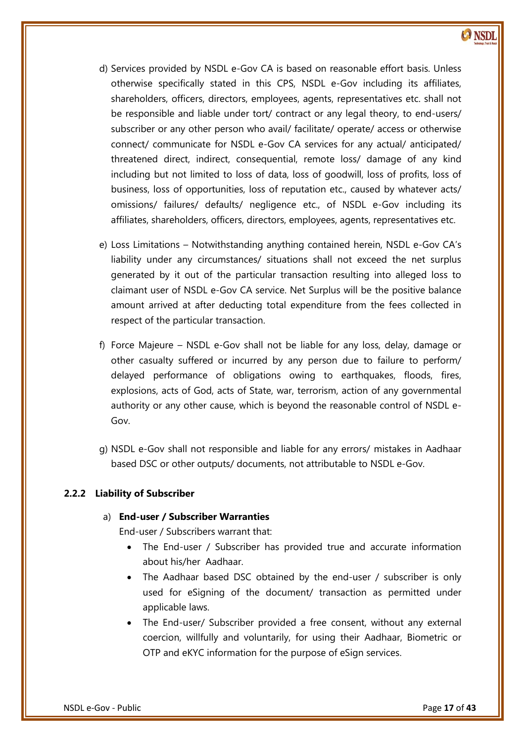d) Services provided by NSDL e-Gov CA is based on reasonable effort basis. Unless otherwise specifically stated in this CPS, NSDL e-Gov including its affiliates, shareholders, officers, directors, employees, agents, representatives etc. shall not be responsible and liable under tort/ contract or any legal theory, to end-users/ subscriber or any other person who avail/ facilitate/ operate/ access or otherwise connect/ communicate for NSDL e-Gov CA services for any actual/ anticipated/ threatened direct, indirect, consequential, remote loss/ damage of any kind including but not limited to loss of data, loss of goodwill, loss of profits, loss of business, loss of opportunities, loss of reputation etc., caused by whatever acts/ omissions/ failures/ defaults/ negligence etc., of NSDL e-Gov including its affiliates, shareholders, officers, directors, employees, agents, representatives etc.

e) Loss Limitations – Notwithstanding anything contained herein, NSDL e-Gov CA's liability under any circumstances/ situations shall not exceed the net surplus generated by it out of the particular transaction resulting into alleged loss to claimant user of NSDL e-Gov CA service. Net Surplus will be the positive balance amount arrived at after deducting total expenditure from the fees collected in respect of the particular transaction.

f) Force Majeure – NSDL e-Gov shall not be liable for any loss, delay, damage or other casualty suffered or incurred by any person due to failure to perform/ delayed performance of obligations owing to earthquakes, floods, fires, explosions, acts of God, acts of State, war, terrorism, action of any governmental authority or any other cause, which is beyond the reasonable control of NSDL e-Gov.

g) NSDL e-Gov shall not responsible and liable for any errors/ mistakes in Aadhaar based DSC or other outputs/ documents, not attributable to NSDL e-Gov.

### 2.2.2 Liability of Subscriber

a) **End-user / Subscriber Warranties**

End-user / Subscribers warrant that:

- The End-user / Subscriber has provided true and accurate information about his/her Aadhaar.
- The Aadhaar based DSC obtained by the end-user / subscriber is only used for eSigning of the document/ transaction as permitted under applicable laws.
- The End-user/ Subscriber provided a free consent, without any external coercion, willfully and voluntarily, for using their Aadhaar, Biometric or OTP and eKYC information for the purpose of eSign services.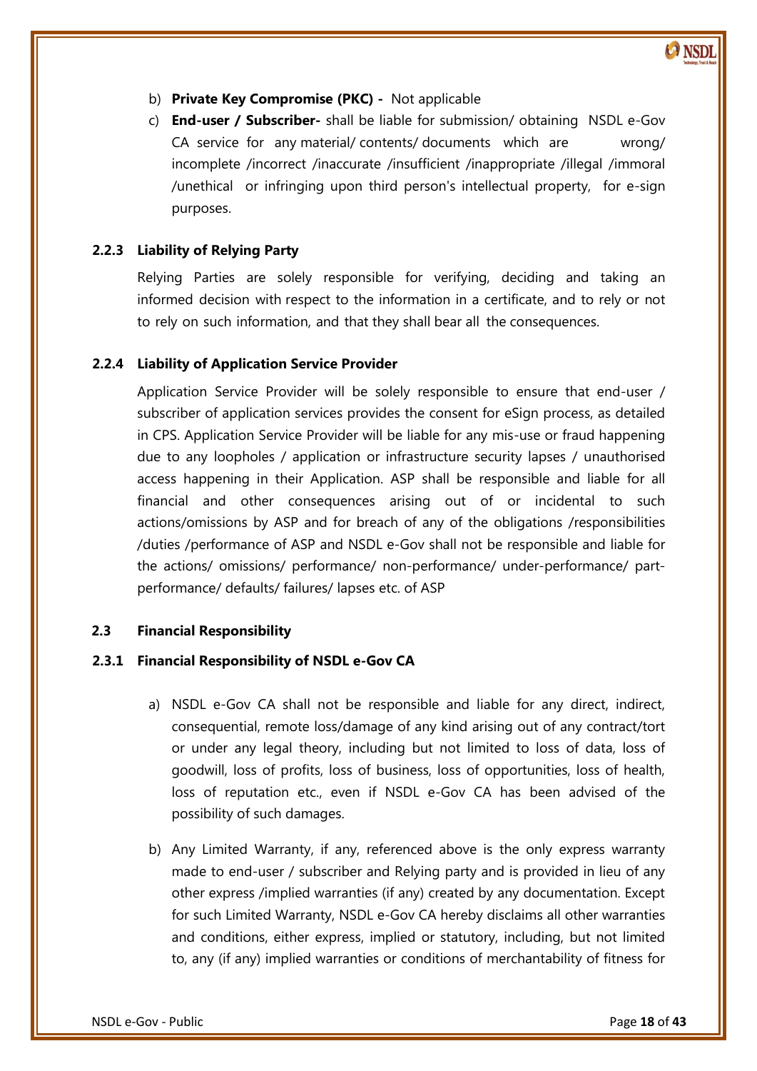b) **Private Key Compromise (PKC) -** Not applicable

c) **End-user / Subscriber-** shall be liable for submission/ obtaining NSDL e-Gov CA service for any material/ contents/ documents which are wrong/ incomplete /incorrect /inaccurate /insufficient /inappropriate /illegal /immoral /unethical or infringing upon third person's intellectual property, for e-sign purposes.

### 2.2.3 Liability of Relying Party

Relying Parties are solely responsible for verifying, deciding and taking an informed decision with respect to the information in a certificate, and to rely or not to rely on such information, and that they shall bear all the consequences.

### 2.2.4 Liability of Application Service Provider

Application Service Provider will be solely responsible to ensure that end-user / subscriber of application services provides the consent for eSign process, as detailed in CPS. Application Service Provider will be liable for any mis-use or fraud happening due to any loopholes / application or infrastructure security lapses / unauthorised access happening in their Application. ASP shall be responsible and liable for all financial and other consequences arising out of or incidental to such actions/omissions by ASP and for breach of any of the obligations /responsibilities /duties /performance of ASP and NSDL e-Gov shall not be responsible and liable for the actions/ omissions/ performance/ non-performance/ under-performance/ part-performance/ defaults/ failures/ lapses etc. of ASP

## 2.3 Financial Responsibility

### 2.3.1 Financial Responsibility of NSDL e-Gov CA

a) NSDL e-Gov CA shall not be responsible and liable for any direct, indirect, consequential, remote loss/damage of any kind arising out of any contract/tort or under any legal theory, including but not limited to loss of data, loss of goodwill, loss of profits, loss of business, loss of opportunities, loss of health, loss of reputation etc., even if NSDL e-Gov CA has been advised of the possibility of such damages.

b) Any Limited Warranty, if any, referenced above is the only express warranty made to end-user / subscriber and Relying party and is provided in lieu of any other express /implied warranties (if any) created by any documentation. Except for such Limited Warranty, NSDL e-Gov CA hereby disclaims all other warranties and conditions, either express, implied or statutory, including, but not limited to, any (if any) implied warranties or conditions of merchantability of fitness for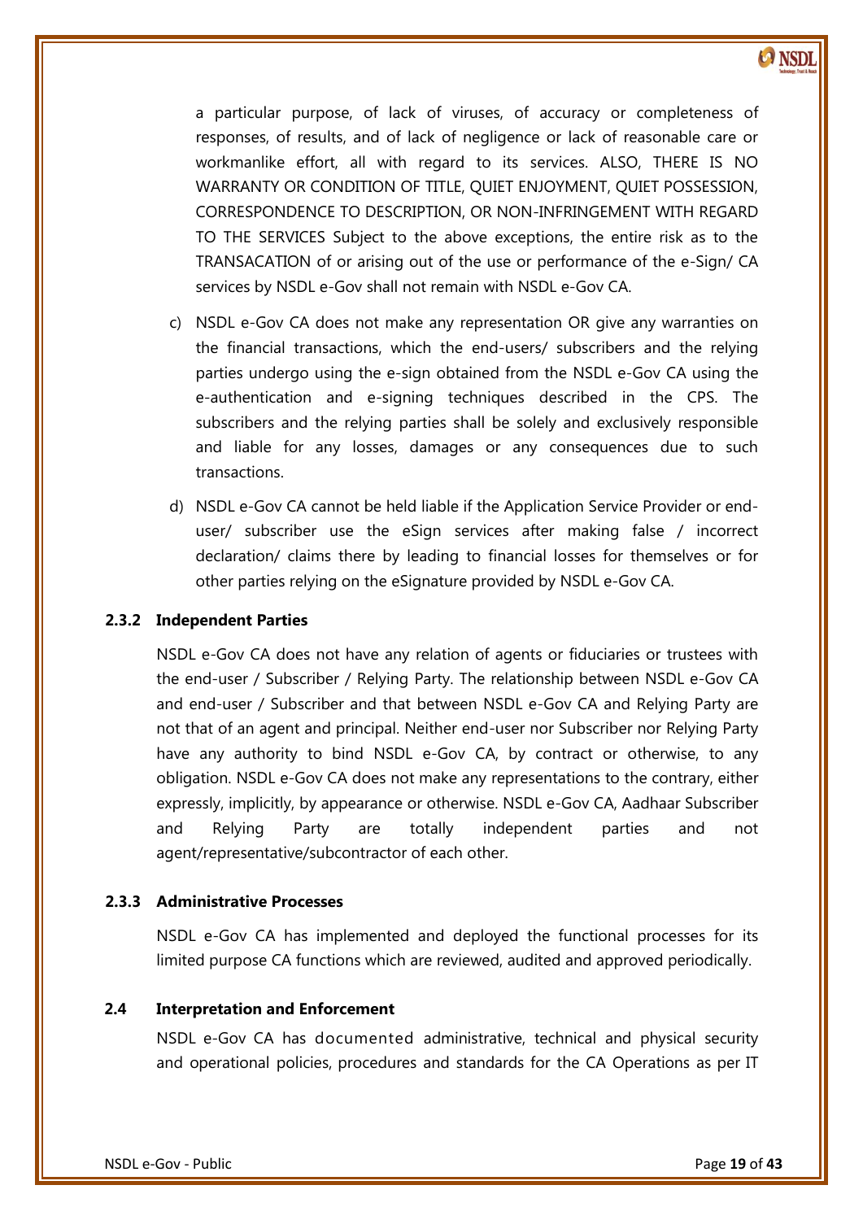a particular purpose, of lack of viruses, of accuracy or completeness of responses, of results, and of lack of negligence or lack of reasonable care or workmanlike effort, all with regard to its services. ALSO, THERE IS NO WARRANTY OR CONDITION OF TITLE, QUIET ENJOYMENT, QUIET POSSESSION, CORRESPONDENCE TO DESCRIPTION, OR NON-INFRINGEMENT WITH REGARD TO THE SERVICES Subject to the above exceptions, the entire risk as to the TRANSACATION of or arising out of the use or performance of the e-Sign/ CA services by NSDL e-Gov shall not remain with NSDL e-Gov CA.

c) NSDL e-Gov CA does not make any representation OR give any warranties on the financial transactions, which the end-users/ subscribers and the relying parties undergo using the e-sign obtained from the NSDL e-Gov CA using the e-authentication and e-signing techniques described in the CPS. The subscribers and the relying parties shall be solely and exclusively responsible and liable for any losses, damages or any consequences due to such transactions.

d) NSDL e-Gov CA cannot be held liable if the Application Service Provider or end-user/ subscriber use the eSign services after making false / incorrect declaration/ claims there by leading to financial losses for themselves or for other parties relying on the eSignature provided by NSDL e-Gov CA.

### 2.3.2 Independent Parties

NSDL e-Gov CA does not have any relation of agents or fiduciaries or trustees with the end-user / Subscriber / Relying Party. The relationship between NSDL e-Gov CA and end-user / Subscriber and that between NSDL e-Gov CA and Relying Party are not that of an agent and principal. Neither end-user nor Subscriber nor Relying Party have any authority to bind NSDL e-Gov CA, by contract or otherwise, to any obligation. NSDL e-Gov CA does not make any representations to the contrary, either expressly, implicitly, by appearance or otherwise. NSDL e-Gov CA, Aadhaar Subscriber and Relying Party are totally independent parties and not agent/representative/subcontractor of each other.

### 2.3.3 Administrative Processes

NSDL e-Gov CA has implemented and deployed the functional processes for its limited purpose CA functions which are reviewed, audited and approved periodically.

## 2.4 Interpretation and Enforcement

NSDL e-Gov CA has documented administrative, technical and physical security and operational policies, procedures and standards for the CA Operations as per IT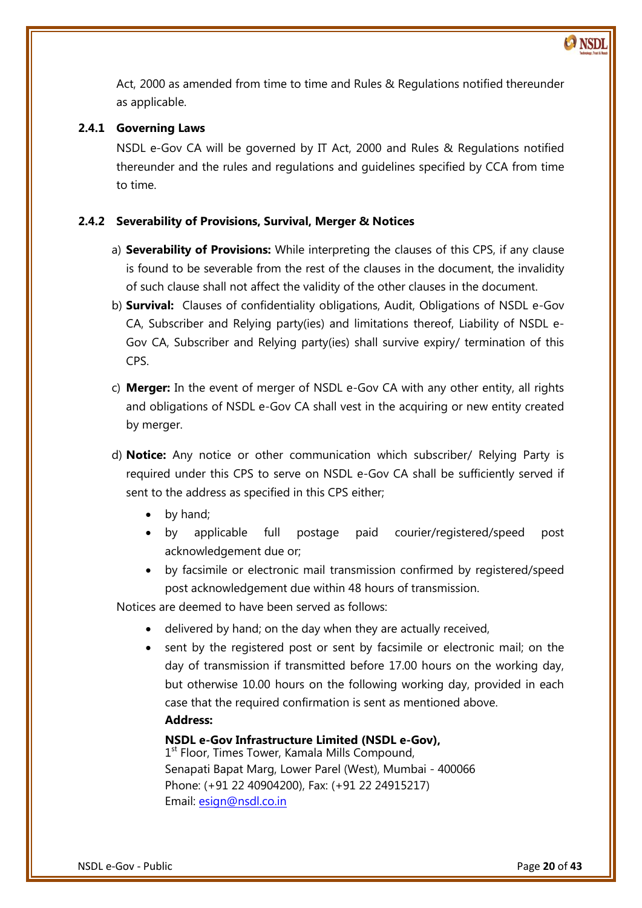Act, 2000 as amended from time to time and Rules & Regulations notified thereunder as applicable.

### 2.4.1 Governing Laws

NSDL e-Gov CA will be governed by IT Act, 2000 and Rules & Regulations notified thereunder and the rules and regulations and guidelines specified by CCA from time to time.

### 2.4.2 Severability of Provisions, Survival, Merger & Notices

a) **Severability of Provisions:** While interpreting the clauses of this CPS, if any clause is found to be severable from the rest of the clauses in the document, the invalidity of such clause shall not affect the validity of the other clauses in the document.

b) **Survival:** Clauses of confidentiality obligations, Audit, Obligations of NSDL e-Gov CA, Subscriber and Relying party(ies) and limitations thereof, Liability of NSDL e-Gov CA, Subscriber and Relying party(ies) shall survive expiry/ termination of this CPS.

c) **Merger:** In the event of merger of NSDL e-Gov CA with any other entity, all rights and obligations of NSDL e-Gov CA shall vest in the acquiring or new entity created by merger.

d) **Notice:** Any notice or other communication which subscriber/ Relying Party is required under this CPS to serve on NSDL e-Gov CA shall be sufficiently served if sent to the address as specified in this CPS either;
   - by hand;
   - by applicable full postage paid courier/registered/speed post acknowledgement due or;
   - by facsimile or electronic mail transmission confirmed by registered/speed post acknowledgement due within 48 hours of transmission.

Notices are deemed to have been served as follows:

- delivered by hand; on the day when they are actually received,
- sent by the registered post or sent by facsimile or electronic mail; on the day of transmission if transmitted before 17.00 hours on the working day, but otherwise 10.00 hours on the following working day, provided in each case that the required confirmation is sent as mentioned above.

  **Address:**

  **NSDL e-Gov Infrastructure Limited (NSDL e-Gov),**
  1st Floor, Times Tower, Kamala Mills Compound,
  Senapati Bapat Marg, Lower Parel (West), Mumbai - 400066
  Phone: (+91 22 40904200), Fax: (+91 22 24915217)
  Email: esign@nsdl.co.in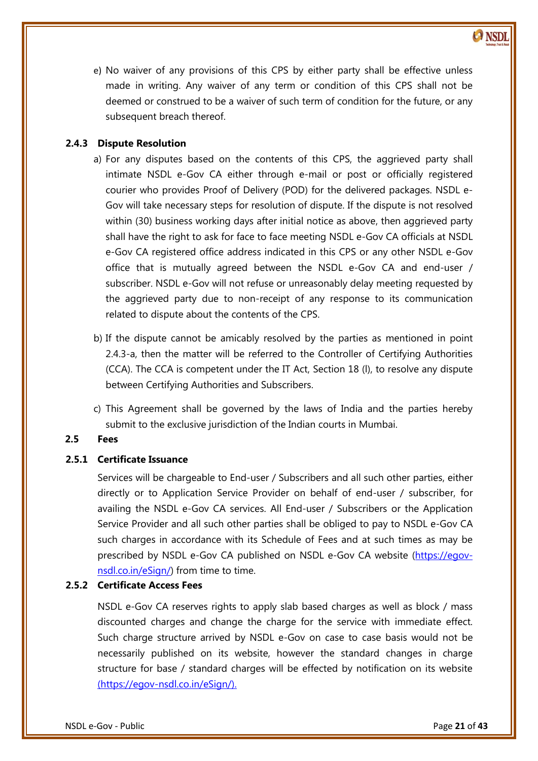e) No waiver of any provisions of this CPS by either party shall be effective unless made in writing. Any waiver of any term or condition of this CPS shall not be deemed or construed to be a waiver of such term of condition for the future, or any subsequent breach thereof.

### 2.4.3 Dispute Resolution

a) For any disputes based on the contents of this CPS, the aggrieved party shall intimate NSDL e-Gov CA either through e-mail or post or officially registered courier who provides Proof of Delivery (POD) for the delivered packages. NSDL e-Gov will take necessary steps for resolution of dispute. If the dispute is not resolved within (30) business working days after initial notice as above, then aggrieved party shall have the right to ask for face to face meeting NSDL e-Gov CA officials at NSDL e-Gov CA registered office address indicated in this CPS or any other NSDL e-Gov office that is mutually agreed between the NSDL e-Gov CA and end-user / subscriber. NSDL e-Gov will not refuse or unreasonably delay meeting requested by the aggrieved party due to non-receipt of any response to its communication related to dispute about the contents of the CPS.

b) If the dispute cannot be amicably resolved by the parties as mentioned in point 2.4.3-a, then the matter will be referred to the Controller of Certifying Authorities (CCA). The CCA is competent under the IT Act, Section 18 (l), to resolve any dispute between Certifying Authorities and Subscribers.

c) This Agreement shall be governed by the laws of India and the parties hereby submit to the exclusive jurisdiction of the Indian courts in Mumbai.

## 2.5 Fees

### 2.5.1 Certificate Issuance

Services will be chargeable to End-user / Subscribers and all such other parties, either directly or to Application Service Provider on behalf of end-user / subscriber, for availing the NSDL e-Gov CA services. All End-user / Subscribers or the Application Service Provider and all such other parties shall be obliged to pay to NSDL e-Gov CA such charges in accordance with its Schedule of Fees and at such times as may be prescribed by NSDL e-Gov CA published on NSDL e-Gov CA website (https://egov-nsdl.co.in/eSign/) from time to time.

### 2.5.2 Certificate Access Fees

NSDL e-Gov CA reserves rights to apply slab based charges as well as block / mass discounted charges and change the charge for the service with immediate effect. Such charge structure arrived by NSDL e-Gov on case to case basis would not be necessarily published on its website, however the standard changes in charge structure for base / standard charges will be effected by notification on its website (https://egov-nsdl.co.in/eSign/).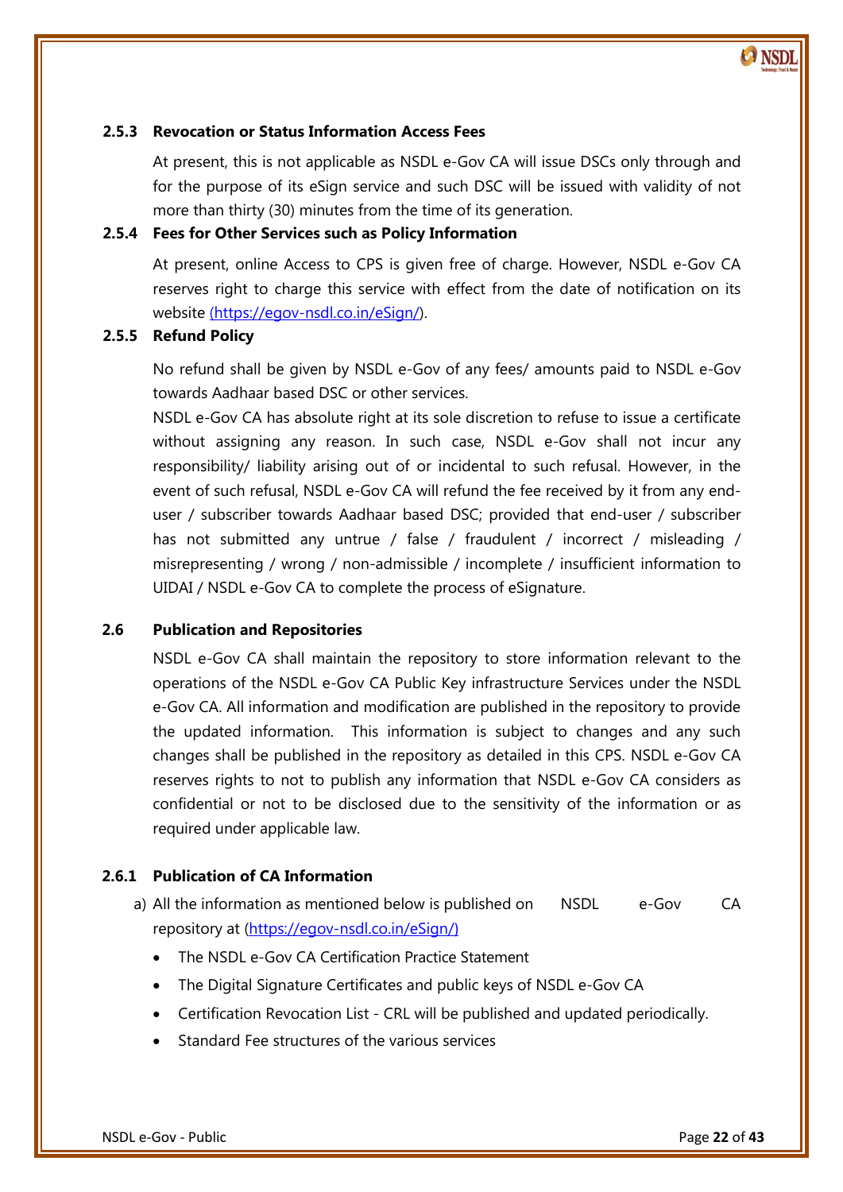### 2.5.3 Revocation or Status Information Access Fees

At present, this is not applicable as NSDL e-Gov CA will issue DSCs only through and for the purpose of its eSign service and such DSC will be issued with validity of not more than thirty (30) minutes from the time of its generation.

### 2.5.4 Fees for Other Services such as Policy Information

At present, online Access to CPS is given free of charge. However, NSDL e-Gov CA reserves right to charge this service with effect from the date of notification on its website [(https://egov-nsdl.co.in/eSign/](https://egov-nsdl.co.in/eSign/)).

### 2.5.5 Refund Policy

No refund shall be given by NSDL e-Gov of any fees/ amounts paid to NSDL e-Gov towards Aadhaar based DSC or other services.

NSDL e-Gov CA has absolute right at its sole discretion to refuse to issue a certificate without assigning any reason. In such case, NSDL e-Gov shall not incur any responsibility/ liability arising out of or incidental to such refusal. However, in the event of such refusal, NSDL e-Gov CA will refund the fee received by it from any end-user / subscriber towards Aadhaar based DSC; provided that end-user / subscriber has not submitted any untrue / false / fraudulent / incorrect / misleading / misrepresenting / wrong / non-admissible / incomplete / insufficient information to UIDAI / NSDL e-Gov CA to complete the process of eSignature.

## 2.6 Publication and Repositories

NSDL e-Gov CA shall maintain the repository to store information relevant to the operations of the NSDL e-Gov CA Public Key infrastructure Services under the NSDL e-Gov CA. All information and modification are published in the repository to provide the updated information. This information is subject to changes and any such changes shall be published in the repository as detailed in this CPS. NSDL e-Gov CA reserves rights to not to publish any information that NSDL e-Gov CA considers as confidential or not to be disclosed due to the sensitivity of the information or as required under applicable law.

### 2.6.1 Publication of CA Information

a) All the information as mentioned below is published on NSDL e-Gov CA repository at [(https://egov-nsdl.co.in/eSign/)](https://egov-nsdl.co.in/eSign/)

- The NSDL e-Gov CA Certification Practice Statement
- The Digital Signature Certificates and public keys of NSDL e-Gov CA
- Certification Revocation List - CRL will be published and updated periodically.
- Standard Fee structures of the various services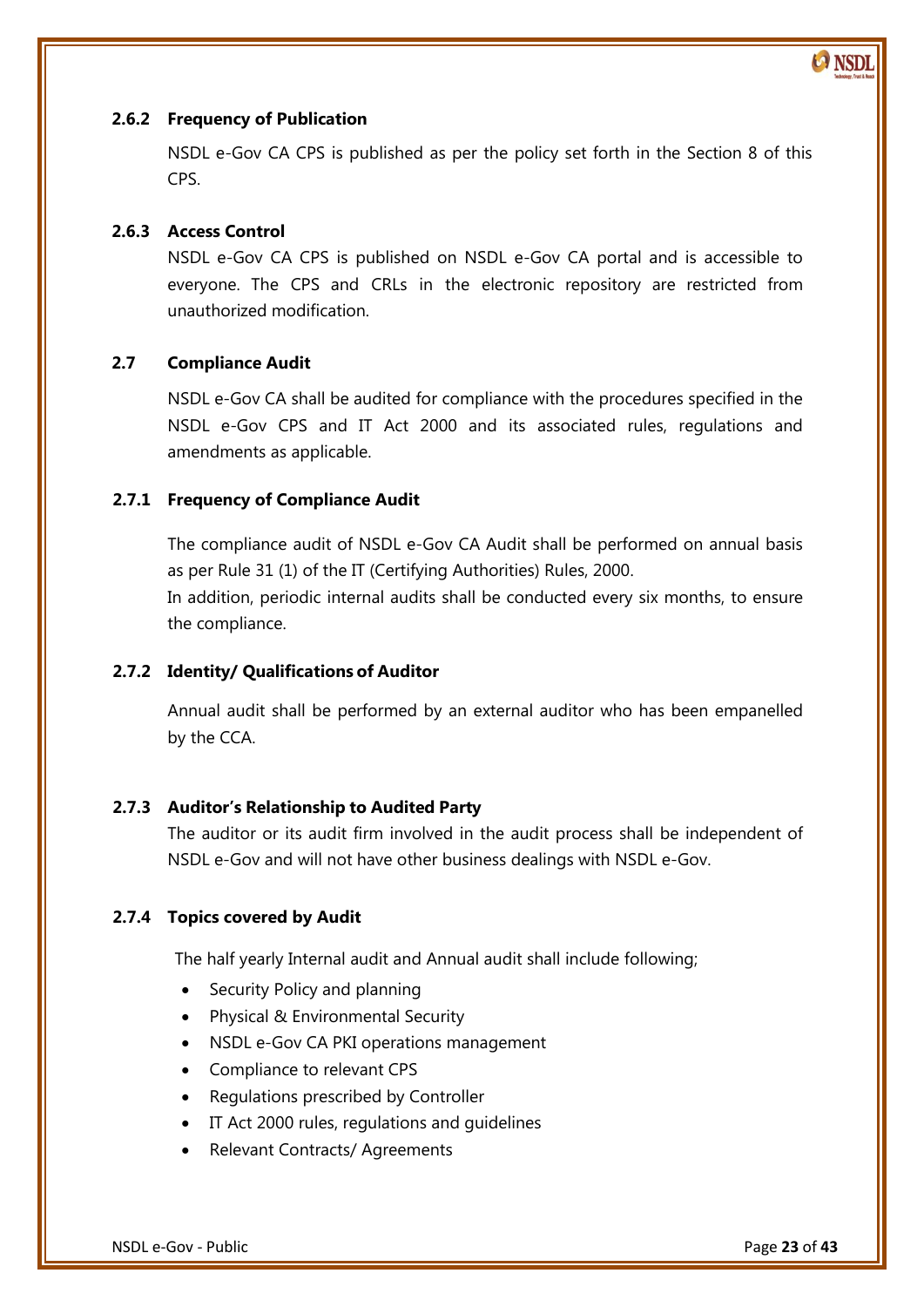### 2.6.2 Frequency of Publication

NSDL e-Gov CA CPS is published as per the policy set forth in the Section 8 of this CPS.

### 2.6.3 Access Control

NSDL e-Gov CA CPS is published on NSDL e-Gov CA portal and is accessible to everyone. The CPS and CRLs in the electronic repository are restricted from unauthorized modification.

## 2.7 Compliance Audit

NSDL e-Gov CA shall be audited for compliance with the procedures specified in the NSDL e-Gov CPS and IT Act 2000 and its associated rules, regulations and amendments as applicable.

### 2.7.1 Frequency of Compliance Audit

The compliance audit of NSDL e-Gov CA Audit shall be performed on annual basis as per Rule 31 (1) of the IT (Certifying Authorities) Rules, 2000.
In addition, periodic internal audits shall be conducted every six months, to ensure the compliance.

### 2.7.2 Identity/ Qualifications of Auditor

Annual audit shall be performed by an external auditor who has been empanelled by the CCA.

### 2.7.3 Auditor's Relationship to Audited Party

The auditor or its audit firm involved in the audit process shall be independent of NSDL e-Gov and will not have other business dealings with NSDL e-Gov.

### 2.7.4 Topics covered by Audit

The half yearly Internal audit and Annual audit shall include following;

- Security Policy and planning
- Physical & Environmental Security
- NSDL e-Gov CA PKI operations management
- Compliance to relevant CPS
- Regulations prescribed by Controller
- IT Act 2000 rules, regulations and guidelines
- Relevant Contracts/ Agreements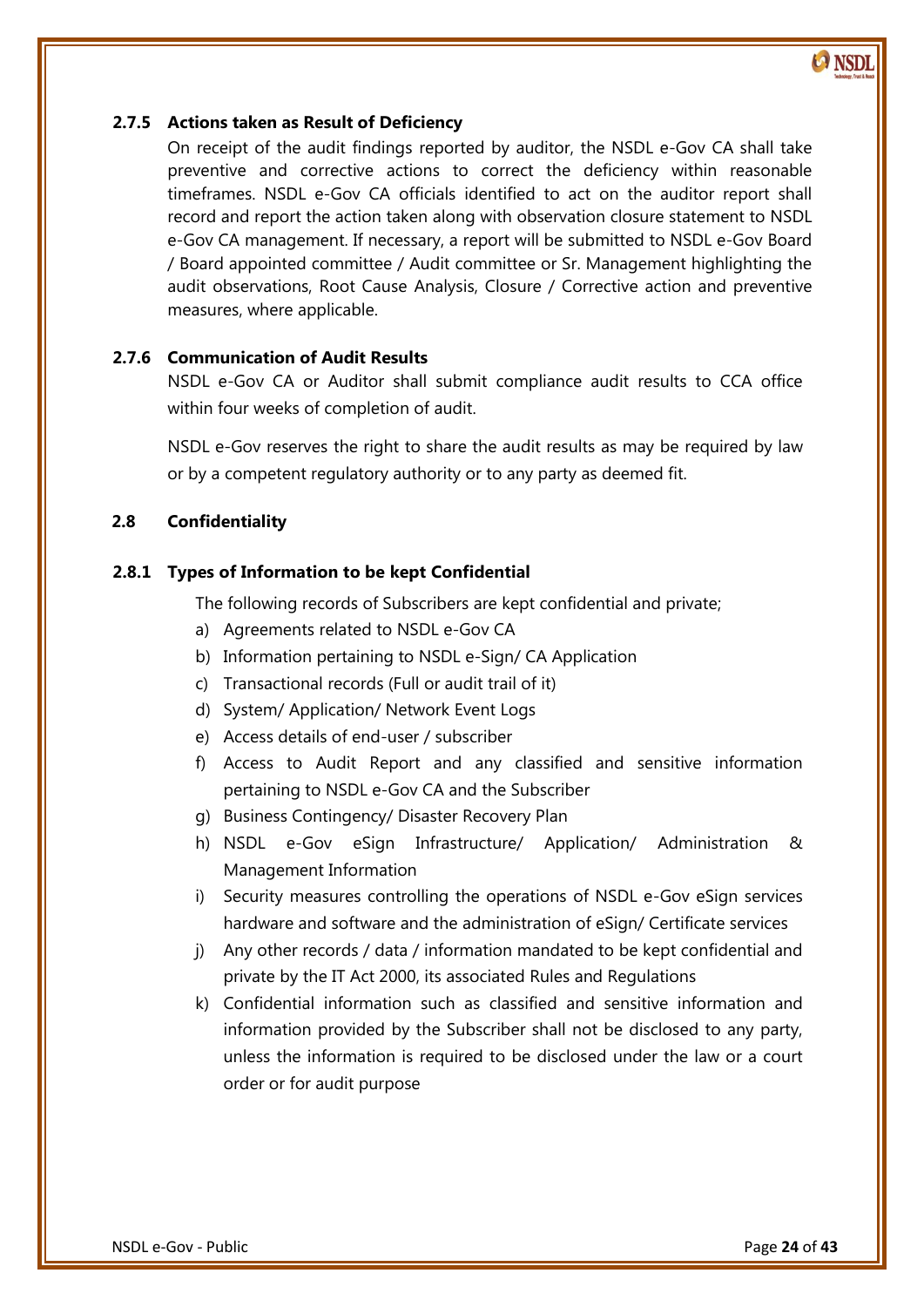### 2.7.5 Actions taken as Result of Deficiency

On receipt of the audit findings reported by auditor, the NSDL e-Gov CA shall take preventive and corrective actions to correct the deficiency within reasonable timeframes. NSDL e-Gov CA officials identified to act on the auditor report shall record and report the action taken along with observation closure statement to NSDL e-Gov CA management. If necessary, a report will be submitted to NSDL e-Gov Board / Board appointed committee / Audit committee or Sr. Management highlighting the audit observations, Root Cause Analysis, Closure / Corrective action and preventive measures, where applicable.

### 2.7.6 Communication of Audit Results

NSDL e-Gov CA or Auditor shall submit compliance audit results to CCA office within four weeks of completion of audit.

NSDL e-Gov reserves the right to share the audit results as may be required by law or by a competent regulatory authority or to any party as deemed fit.

## 2.8 Confidentiality

### 2.8.1 Types of Information to be kept Confidential

The following records of Subscribers are kept confidential and private;

a) Agreements related to NSDL e-Gov CA
b) Information pertaining to NSDL e-Sign/ CA Application
c) Transactional records (Full or audit trail of it)
d) System/ Application/ Network Event Logs
e) Access details of end-user / subscriber
f) Access to Audit Report and any classified and sensitive information pertaining to NSDL e-Gov CA and the Subscriber
g) Business Contingency/ Disaster Recovery Plan
h) NSDL e-Gov eSign Infrastructure/ Application/ Administration & Management Information
i) Security measures controlling the operations of NSDL e-Gov eSign services hardware and software and the administration of eSign/ Certificate services
j) Any other records / data / information mandated to be kept confidential and private by the IT Act 2000, its associated Rules and Regulations
k) Confidential information such as classified and sensitive information and information provided by the Subscriber shall not be disclosed to any party, unless the information is required to be disclosed under the law or a court order or for audit purpose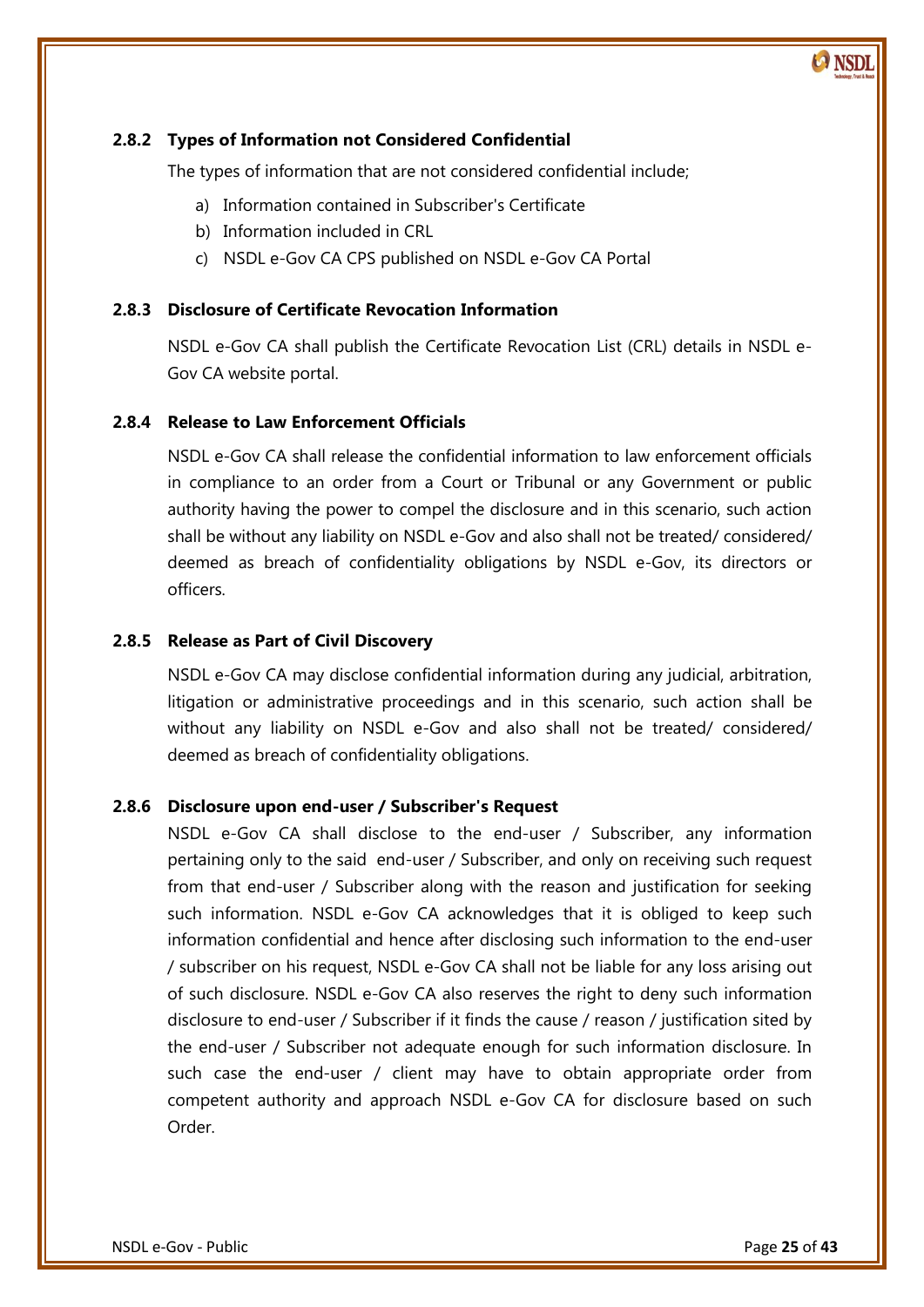### 2.8.2 Types of Information not Considered Confidential

The types of information that are not considered confidential include;

a) Information contained in Subscriber's Certificate
b) Information included in CRL
c) NSDL e-Gov CA CPS published on NSDL e-Gov CA Portal

### 2.8.3 Disclosure of Certificate Revocation Information

NSDL e-Gov CA shall publish the Certificate Revocation List (CRL) details in NSDL e-Gov CA website portal.

### 2.8.4 Release to Law Enforcement Officials

NSDL e-Gov CA shall release the confidential information to law enforcement officials in compliance to an order from a Court or Tribunal or any Government or public authority having the power to compel the disclosure and in this scenario, such action shall be without any liability on NSDL e-Gov and also shall not be treated/ considered/ deemed as breach of confidentiality obligations by NSDL e-Gov, its directors or officers.

### 2.8.5 Release as Part of Civil Discovery

NSDL e-Gov CA may disclose confidential information during any judicial, arbitration, litigation or administrative proceedings and in this scenario, such action shall be without any liability on NSDL e-Gov and also shall not be treated/ considered/ deemed as breach of confidentiality obligations.

### 2.8.6 Disclosure upon end-user / Subscriber's Request

NSDL e-Gov CA shall disclose to the end-user / Subscriber, any information pertaining only to the said end-user / Subscriber, and only on receiving such request from that end-user / Subscriber along with the reason and justification for seeking such information. NSDL e-Gov CA acknowledges that it is obliged to keep such information confidential and hence after disclosing such information to the end-user / subscriber on his request, NSDL e-Gov CA shall not be liable for any loss arising out of such disclosure. NSDL e-Gov CA also reserves the right to deny such information disclosure to end-user / Subscriber if it finds the cause / reason / justification sited by the end-user / Subscriber not adequate enough for such information disclosure. In such case the end-user / client may have to obtain appropriate order from competent authority and approach NSDL e-Gov CA for disclosure based on such Order.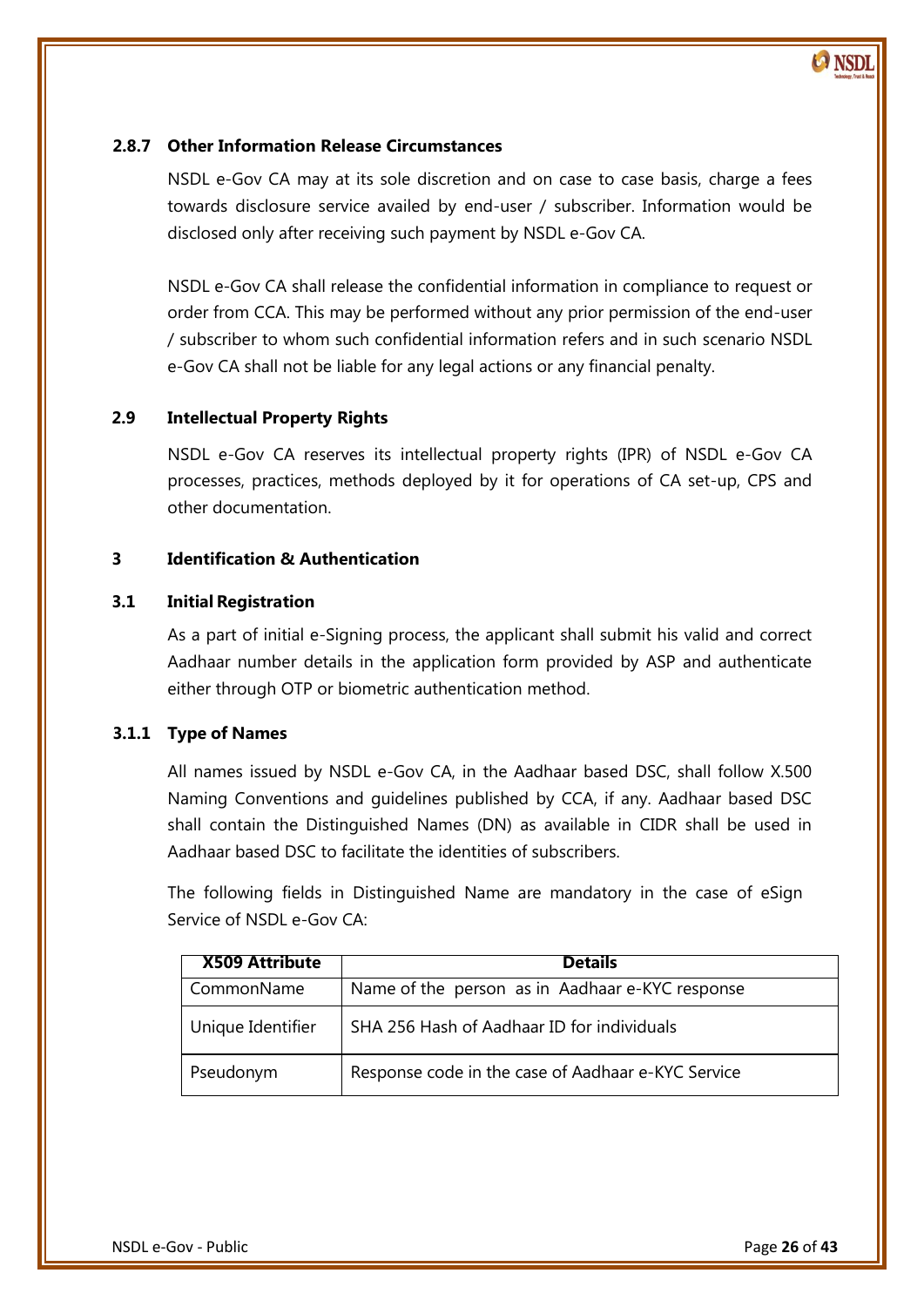#### 2.8.7 Other Information Release Circumstances

NSDL e-Gov CA may at its sole discretion and on case to case basis, charge a fees towards disclosure service availed by end-user / subscriber. Information would be disclosed only after receiving such payment by NSDL e-Gov CA.

NSDL e-Gov CA shall release the confidential information in compliance to request or order from CCA. This may be performed without any prior permission of the end-user / subscriber to whom such confidential information refers and in such scenario NSDL e-Gov CA shall not be liable for any legal actions or any financial penalty.

### 2.9 Intellectual Property Rights

NSDL e-Gov CA reserves its intellectual property rights (IPR) of NSDL e-Gov CA processes, practices, methods deployed by it for operations of CA set-up, CPS and other documentation.

## 3 Identification & Authentication

### 3.1 Initial Registration

As a part of initial e-Signing process, the applicant shall submit his valid and correct Aadhaar number details in the application form provided by ASP and authenticate either through OTP or biometric authentication method.

#### 3.1.1 Type of Names

All names issued by NSDL e-Gov CA, in the Aadhaar based DSC, shall follow X.500 Naming Conventions and guidelines published by CCA, if any. Aadhaar based DSC shall contain the Distinguished Names (DN) as available in CIDR shall be used in Aadhaar based DSC to facilitate the identities of subscribers.

The following fields in Distinguished Name are mandatory in the case of eSign Service of NSDL e-Gov CA:

| X509 Attribute | Details |
|---|---|
| CommonName | Name of the person as in Aadhaar e-KYC response |
| Unique Identifier | SHA 256 Hash of Aadhaar ID for individuals |
| Pseudonym | Response code in the case of Aadhaar e-KYC Service |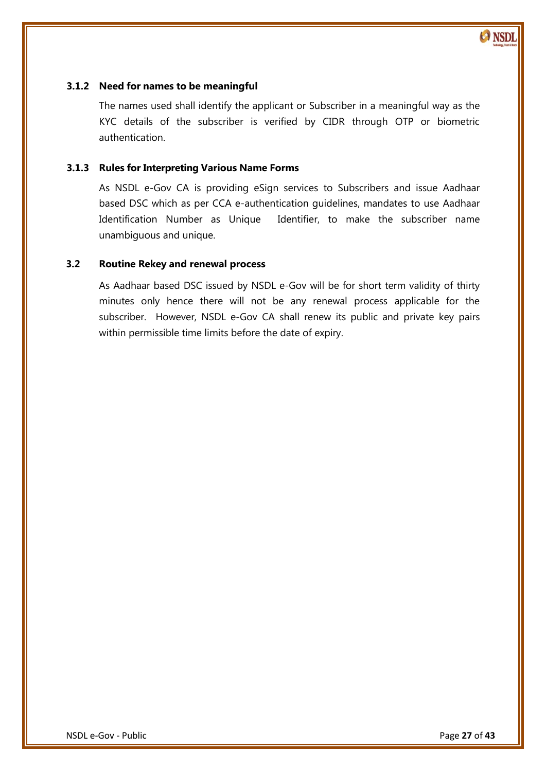### 3.1.2 Need for names to be meaningful

The names used shall identify the applicant or Subscriber in a meaningful way as the KYC details of the subscriber is verified by CIDR through OTP or biometric authentication.

### 3.1.3 Rules for Interpreting Various Name Forms

As NSDL e-Gov CA is providing eSign services to Subscribers and issue Aadhaar based DSC which as per CCA e-authentication guidelines, mandates to use Aadhaar Identification Number as Unique Identifier, to make the subscriber name unambiguous and unique.

## 3.2 Routine Rekey and renewal process

As Aadhaar based DSC issued by NSDL e-Gov will be for short term validity of thirty minutes only hence there will not be any renewal process applicable for the subscriber. However, NSDL e-Gov CA shall renew its public and private key pairs within permissible time limits before the date of expiry.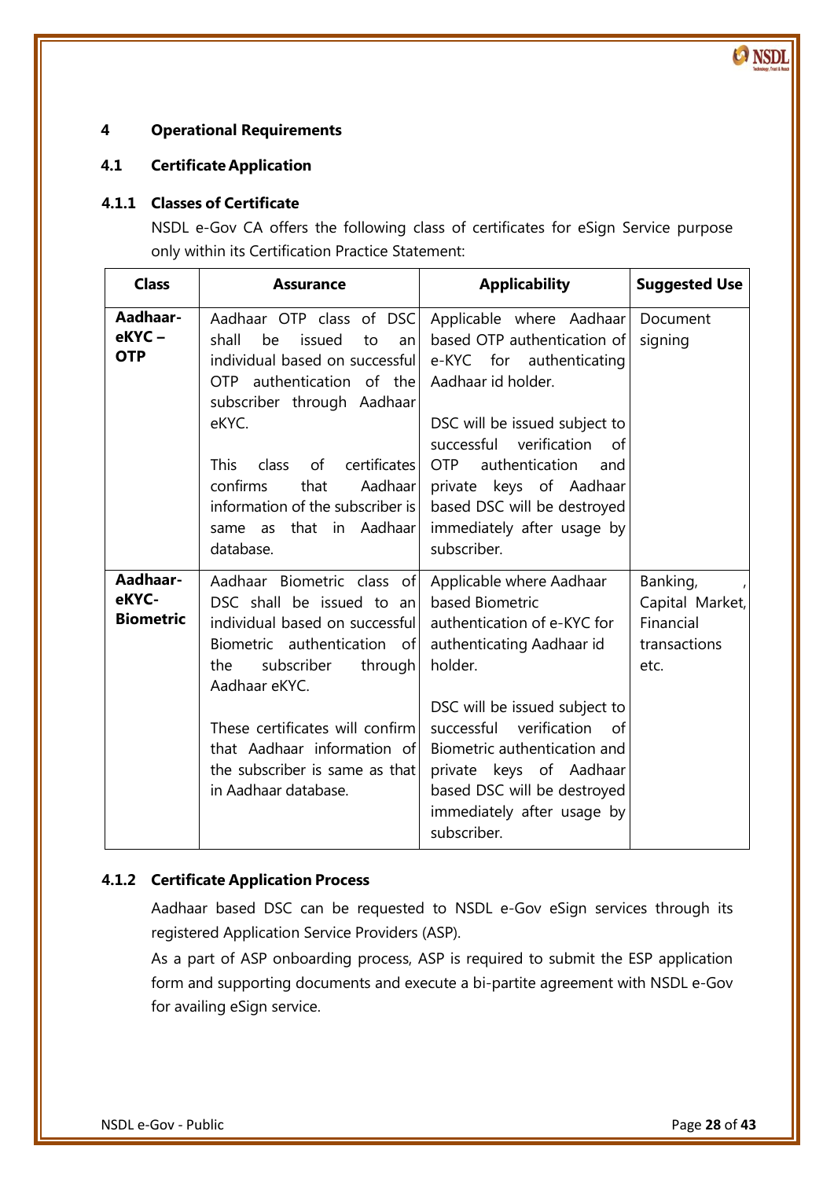# 4 Operational Requirements

## 4.1 Certificate Application

### 4.1.1 Classes of Certificate

NSDL e-Gov CA offers the following class of certificates for eSign Service purpose only within its Certification Practice Statement:

| Class | Assurance | Applicability | Suggested Use |
|---|---|---|---|
| **Aadhaar-eKYC – OTP** | Aadhaar OTP class of DSC shall be issued to an individual based on successful OTP authentication of the subscriber through Aadhaar eKYC.<br><br>This class of certificates confirms that Aadhaar information of the subscriber is same as that in Aadhaar database. | Applicable where Aadhaar based OTP authentication of e-KYC for authenticating Aadhaar id holder.<br><br>DSC will be issued subject to successful verification of OTP authentication and private keys of Aadhaar based DSC will be destroyed immediately after usage by subscriber. | Document signing |
| **Aadhaar-eKYC-Biometric** | Aadhaar Biometric class of DSC shall be issued to an individual based on successful Biometric authentication of the subscriber through Aadhaar eKYC.<br><br>These certificates will confirm that Aadhaar information of the subscriber is same as that in Aadhaar database. | Applicable where Aadhaar based Biometric authentication of e-KYC for authenticating Aadhaar id holder.<br><br>DSC will be issued subject to successful verification of Biometric authentication and private keys of Aadhaar based DSC will be destroyed immediately after usage by subscriber. | Banking, , Capital Market, Financial transactions etc. |

### 4.1.2 Certificate Application Process

Aadhaar based DSC can be requested to NSDL e-Gov eSign services through its registered Application Service Providers (ASP).

As a part of ASP onboarding process, ASP is required to submit the ESP application form and supporting documents and execute a bi-partite agreement with NSDL e-Gov for availing eSign service.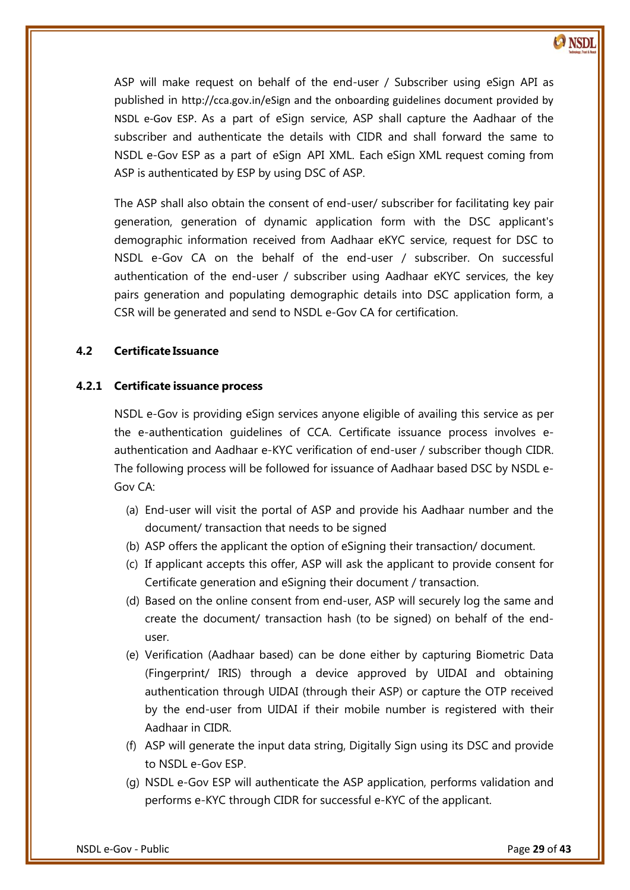ASP will make request on behalf of the end-user / Subscriber using eSign API as published in http://cca.gov.in/eSign and the onboarding guidelines document provided by NSDL e-Gov ESP. As a part of eSign service, ASP shall capture the Aadhaar of the subscriber and authenticate the details with CIDR and shall forward the same to NSDL e-Gov ESP as a part of eSign API XML. Each eSign XML request coming from ASP is authenticated by ESP by using DSC of ASP.

The ASP shall also obtain the consent of end-user/ subscriber for facilitating key pair generation, generation of dynamic application form with the DSC applicant's demographic information received from Aadhaar eKYC service, request for DSC to NSDL e-Gov CA on the behalf of the end-user / subscriber. On successful authentication of the end-user / subscriber using Aadhaar eKYC services, the key pairs generation and populating demographic details into DSC application form, a CSR will be generated and send to NSDL e-Gov CA for certification.

### 4.2 Certificate Issuance

#### 4.2.1 Certificate issuance process

NSDL e-Gov is providing eSign services anyone eligible of availing this service as per the e-authentication guidelines of CCA. Certificate issuance process involves e-authentication and Aadhaar e-KYC verification of end-user / subscriber though CIDR. The following process will be followed for issuance of Aadhaar based DSC by NSDL e-Gov CA:

(a) End-user will visit the portal of ASP and provide his Aadhaar number and the document/ transaction that needs to be signed
(b) ASP offers the applicant the option of eSigning their transaction/ document.
(c) If applicant accepts this offer, ASP will ask the applicant to provide consent for Certificate generation and eSigning their document / transaction.
(d) Based on the online consent from end-user, ASP will securely log the same and create the document/ transaction hash (to be signed) on behalf of the end-user.
(e) Verification (Aadhaar based) can be done either by capturing Biometric Data (Fingerprint/ IRIS) through a device approved by UIDAI and obtaining authentication through UIDAI (through their ASP) or capture the OTP received by the end-user from UIDAI if their mobile number is registered with their Aadhaar in CIDR.
(f) ASP will generate the input data string, Digitally Sign using its DSC and provide to NSDL e-Gov ESP.
(g) NSDL e-Gov ESP will authenticate the ASP application, performs validation and performs e-KYC through CIDR for successful e-KYC of the applicant.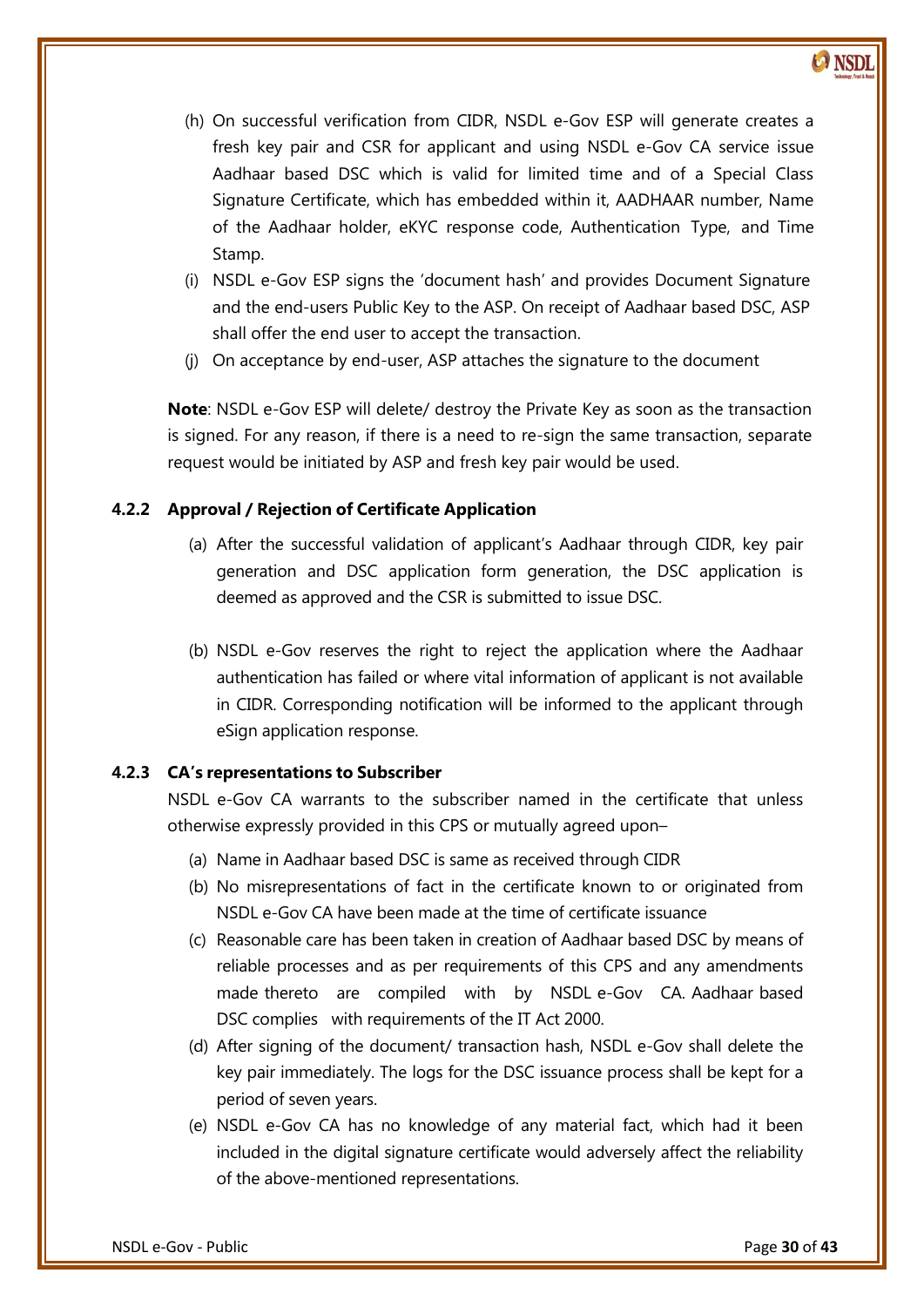(h) On successful verification from CIDR, NSDL e-Gov ESP will generate creates a fresh key pair and CSR for applicant and using NSDL e-Gov CA service issue Aadhaar based DSC which is valid for limited time and of a Special Class Signature Certificate, which has embedded within it, AADHAAR number, Name of the Aadhaar holder, eKYC response code, Authentication Type, and Time Stamp.

(i) NSDL e-Gov ESP signs the 'document hash' and provides Document Signature and the end-users Public Key to the ASP. On receipt of Aadhaar based DSC, ASP shall offer the end user to accept the transaction.

(j) On acceptance by end-user, ASP attaches the signature to the document

**Note**: NSDL e-Gov ESP will delete/ destroy the Private Key as soon as the transaction is signed. For any reason, if there is a need to re-sign the same transaction, separate request would be initiated by ASP and fresh key pair would be used.

### 4.2.2 Approval / Rejection of Certificate Application

(a) After the successful validation of applicant's Aadhaar through CIDR, key pair generation and DSC application form generation, the DSC application is deemed as approved and the CSR is submitted to issue DSC.

(b) NSDL e-Gov reserves the right to reject the application where the Aadhaar authentication has failed or where vital information of applicant is not available in CIDR. Corresponding notification will be informed to the applicant through eSign application response.

### 4.2.3 CA's representations to Subscriber

NSDL e-Gov CA warrants to the subscriber named in the certificate that unless otherwise expressly provided in this CPS or mutually agreed upon–

(a) Name in Aadhaar based DSC is same as received through CIDR

(b) No misrepresentations of fact in the certificate known to or originated from NSDL e-Gov CA have been made at the time of certificate issuance

(c) Reasonable care has been taken in creation of Aadhaar based DSC by means of reliable processes and as per requirements of this CPS and any amendments made thereto are compiled with by NSDL e-Gov CA. Aadhaar based DSC complies with requirements of the IT Act 2000.

(d) After signing of the document/ transaction hash, NSDL e-Gov shall delete the key pair immediately. The logs for the DSC issuance process shall be kept for a period of seven years.

(e) NSDL e-Gov CA has no knowledge of any material fact, which had it been included in the digital signature certificate would adversely affect the reliability of the above-mentioned representations.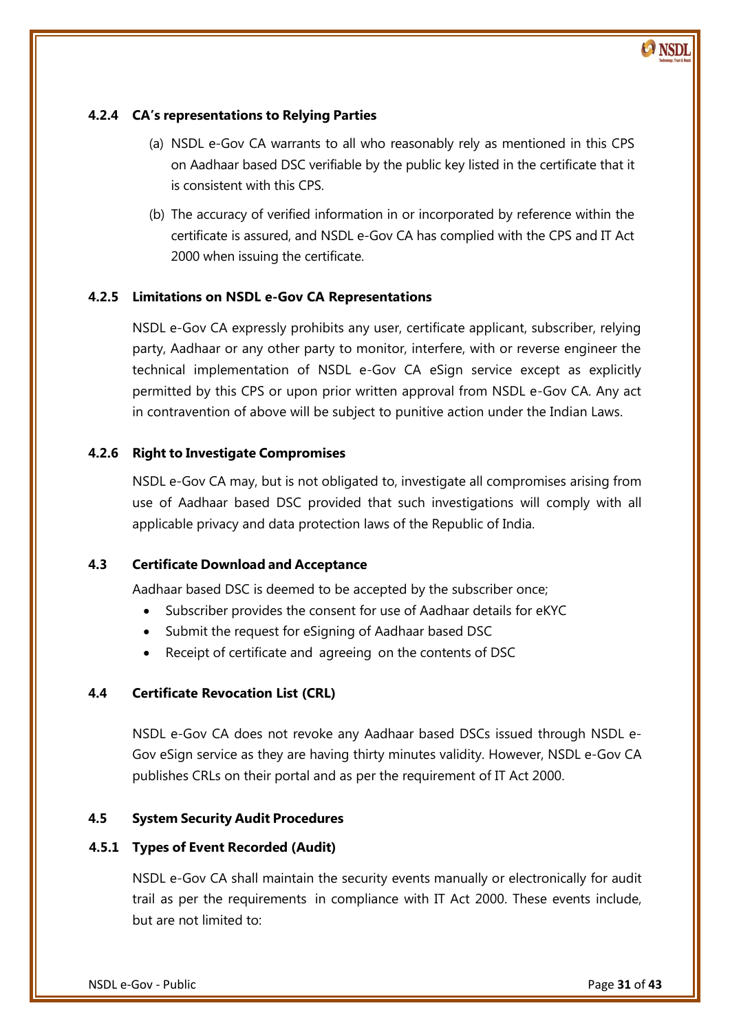#### 4.2.4 CA's representations to Relying Parties

(a) NSDL e-Gov CA warrants to all who reasonably rely as mentioned in this CPS on Aadhaar based DSC verifiable by the public key listed in the certificate that it is consistent with this CPS.

(b) The accuracy of verified information in or incorporated by reference within the certificate is assured, and NSDL e-Gov CA has complied with the CPS and IT Act 2000 when issuing the certificate.

#### 4.2.5 Limitations on NSDL e-Gov CA Representations

NSDL e-Gov CA expressly prohibits any user, certificate applicant, subscriber, relying party, Aadhaar or any other party to monitor, interfere, with or reverse engineer the technical implementation of NSDL e-Gov CA eSign service except as explicitly permitted by this CPS or upon prior written approval from NSDL e-Gov CA. Any act in contravention of above will be subject to punitive action under the Indian Laws.

#### 4.2.6 Right to Investigate Compromises

NSDL e-Gov CA may, but is not obligated to, investigate all compromises arising from use of Aadhaar based DSC provided that such investigations will comply with all applicable privacy and data protection laws of the Republic of India.

### 4.3 Certificate Download and Acceptance

Aadhaar based DSC is deemed to be accepted by the subscriber once;

- Subscriber provides the consent for use of Aadhaar details for eKYC
- Submit the request for eSigning of Aadhaar based DSC
- Receipt of certificate and agreeing on the contents of DSC

### 4.4 Certificate Revocation List (CRL)

NSDL e-Gov CA does not revoke any Aadhaar based DSCs issued through NSDL e-Gov eSign service as they are having thirty minutes validity. However, NSDL e-Gov CA publishes CRLs on their portal and as per the requirement of IT Act 2000.

### 4.5 System Security Audit Procedures

#### 4.5.1 Types of Event Recorded (Audit)

NSDL e-Gov CA shall maintain the security events manually or electronically for audit trail as per the requirements in compliance with IT Act 2000. These events include, but are not limited to: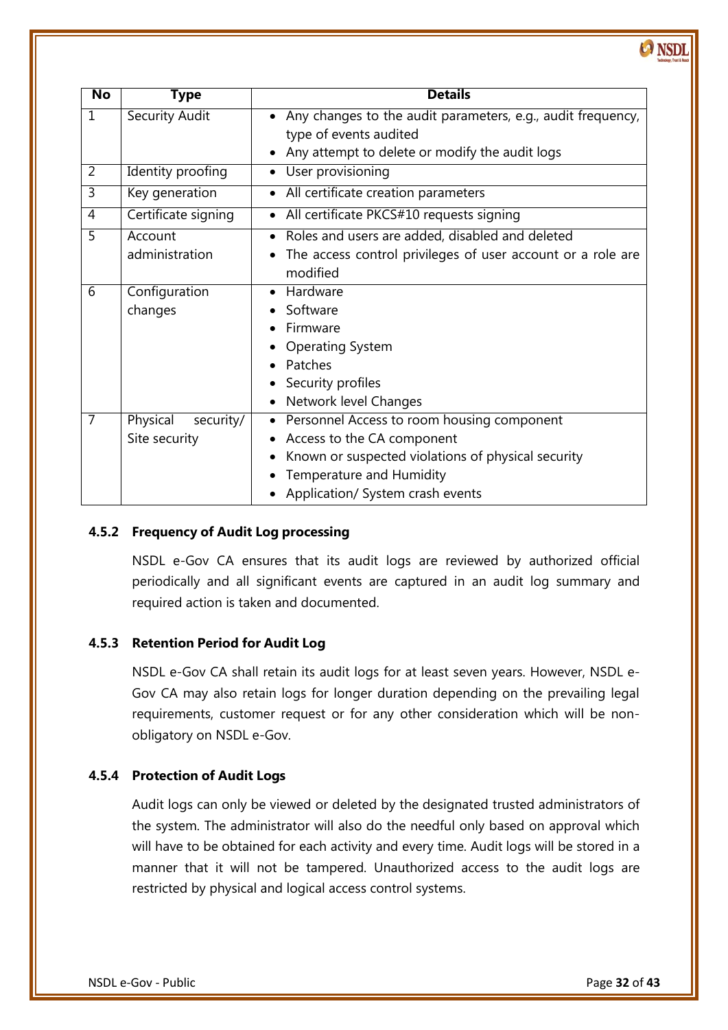| No | Type | Details |
|---|---|---|
| 1 | Security Audit | • Any changes to the audit parameters, e.g., audit frequency, type of events audited<br>• Any attempt to delete or modify the audit logs |
| 2 | Identity proofing | • User provisioning |
| 3 | Key generation | • All certificate creation parameters |
| 4 | Certificate signing | • All certificate PKCS#10 requests signing |
| 5 | Account administration | • Roles and users are added, disabled and deleted<br>• The access control privileges of user account or a role are modified |
| 6 | Configuration changes | • Hardware<br>• Software<br>• Firmware<br>• Operating System<br>• Patches<br>• Security profiles<br>• Network level Changes |
| 7 | Physical security/ Site security | • Personnel Access to room housing component<br>• Access to the CA component<br>• Known or suspected violations of physical security<br>• Temperature and Humidity<br>• Application/ System crash events |

### 4.5.2 Frequency of Audit Log processing

NSDL e-Gov CA ensures that its audit logs are reviewed by authorized official periodically and all significant events are captured in an audit log summary and required action is taken and documented.

### 4.5.3 Retention Period for Audit Log

NSDL e-Gov CA shall retain its audit logs for at least seven years. However, NSDL e-Gov CA may also retain logs for longer duration depending on the prevailing legal requirements, customer request or for any other consideration which will be non-obligatory on NSDL e-Gov.

### 4.5.4 Protection of Audit Logs

Audit logs can only be viewed or deleted by the designated trusted administrators of the system. The administrator will also do the needful only based on approval which will have to be obtained for each activity and every time. Audit logs will be stored in a manner that it will not be tampered. Unauthorized access to the audit logs are restricted by physical and logical access control systems.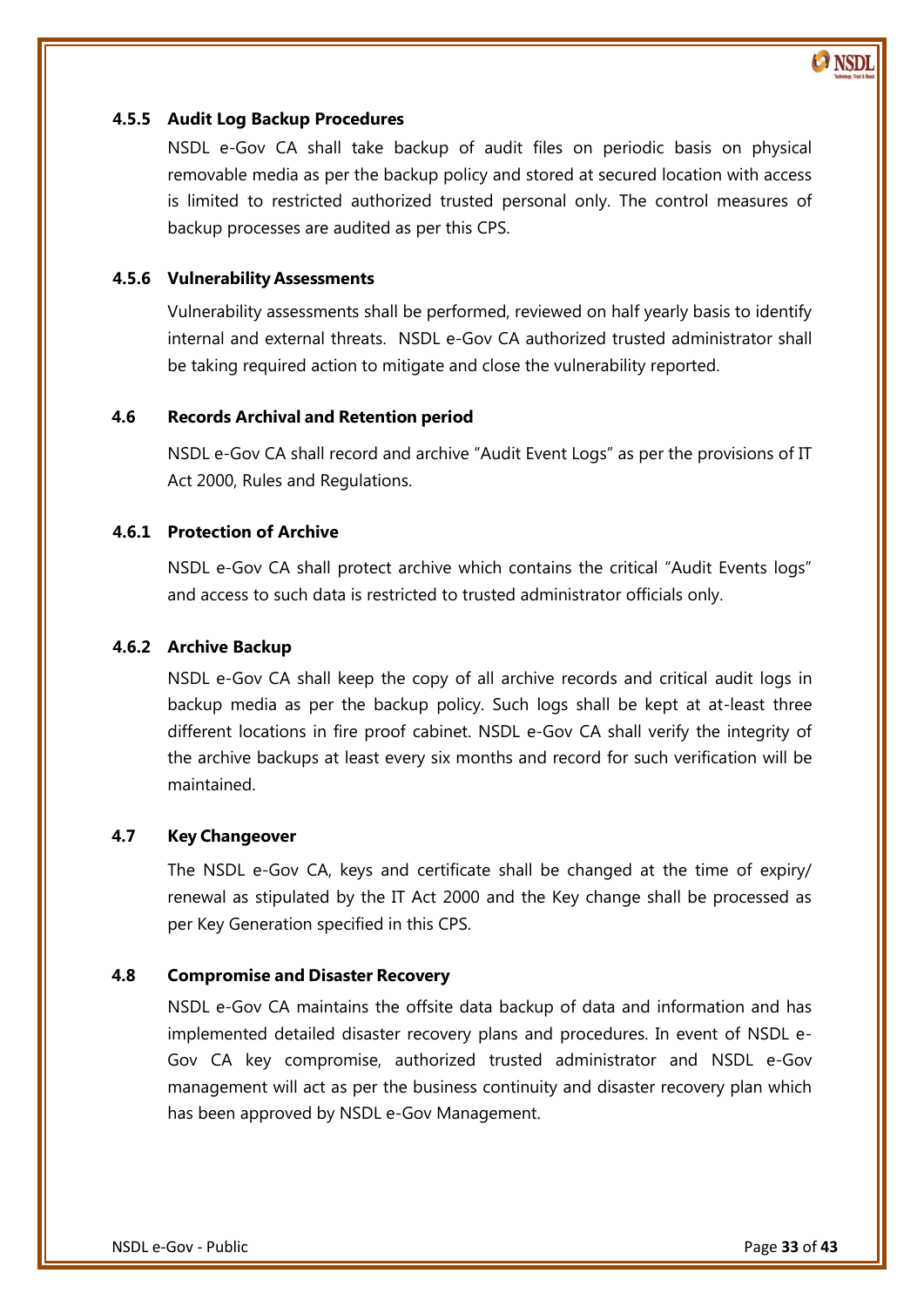#### 4.5.5 Audit Log Backup Procedures

NSDL e-Gov CA shall take backup of audit files on periodic basis on physical removable media as per the backup policy and stored at secured location with access is limited to restricted authorized trusted personal only. The control measures of backup processes are audited as per this CPS.

#### 4.5.6 Vulnerability Assessments

Vulnerability assessments shall be performed, reviewed on half yearly basis to identify internal and external threats. NSDL e-Gov CA authorized trusted administrator shall be taking required action to mitigate and close the vulnerability reported.

### 4.6 Records Archival and Retention period

NSDL e-Gov CA shall record and archive "Audit Event Logs" as per the provisions of IT Act 2000, Rules and Regulations.

#### 4.6.1 Protection of Archive

NSDL e-Gov CA shall protect archive which contains the critical "Audit Events logs" and access to such data is restricted to trusted administrator officials only.

#### 4.6.2 Archive Backup

NSDL e-Gov CA shall keep the copy of all archive records and critical audit logs in backup media as per the backup policy. Such logs shall be kept at at-least three different locations in fire proof cabinet. NSDL e-Gov CA shall verify the integrity of the archive backups at least every six months and record for such verification will be maintained.

### 4.7 Key Changeover

The NSDL e-Gov CA, keys and certificate shall be changed at the time of expiry/ renewal as stipulated by the IT Act 2000 and the Key change shall be processed as per Key Generation specified in this CPS.

### 4.8 Compromise and Disaster Recovery

NSDL e-Gov CA maintains the offsite data backup of data and information and has implemented detailed disaster recovery plans and procedures. In event of NSDL e-Gov CA key compromise, authorized trusted administrator and NSDL e-Gov management will act as per the business continuity and disaster recovery plan which has been approved by NSDL e-Gov Management.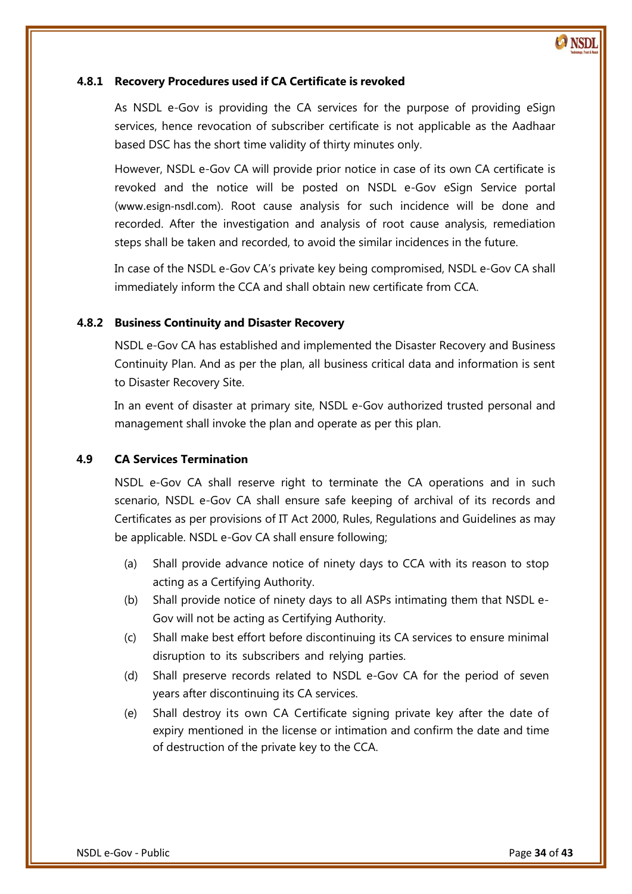### 4.8.1 Recovery Procedures used if CA Certificate is revoked

As NSDL e-Gov is providing the CA services for the purpose of providing eSign services, hence revocation of subscriber certificate is not applicable as the Aadhaar based DSC has the short time validity of thirty minutes only.

However, NSDL e-Gov CA will provide prior notice in case of its own CA certificate is revoked and the notice will be posted on NSDL e-Gov eSign Service portal (www.esign-nsdl.com). Root cause analysis for such incidence will be done and recorded. After the investigation and analysis of root cause analysis, remediation steps shall be taken and recorded, to avoid the similar incidences in the future.

In case of the NSDL e-Gov CA's private key being compromised, NSDL e-Gov CA shall immediately inform the CCA and shall obtain new certificate from CCA.

### 4.8.2 Business Continuity and Disaster Recovery

NSDL e-Gov CA has established and implemented the Disaster Recovery and Business Continuity Plan. And as per the plan, all business critical data and information is sent to Disaster Recovery Site.

In an event of disaster at primary site, NSDL e-Gov authorized trusted personal and management shall invoke the plan and operate as per this plan.

## 4.9 CA Services Termination

NSDL e-Gov CA shall reserve right to terminate the CA operations and in such scenario, NSDL e-Gov CA shall ensure safe keeping of archival of its records and Certificates as per provisions of IT Act 2000, Rules, Regulations and Guidelines as may be applicable. NSDL e-Gov CA shall ensure following;

(a) Shall provide advance notice of ninety days to CCA with its reason to stop acting as a Certifying Authority.

(b) Shall provide notice of ninety days to all ASPs intimating them that NSDL e-Gov will not be acting as Certifying Authority.

(c) Shall make best effort before discontinuing its CA services to ensure minimal disruption to its subscribers and relying parties.

(d) Shall preserve records related to NSDL e-Gov CA for the period of seven years after discontinuing its CA services.

(e) Shall destroy its own CA Certificate signing private key after the date of expiry mentioned in the license or intimation and confirm the date and time of destruction of the private key to the CCA.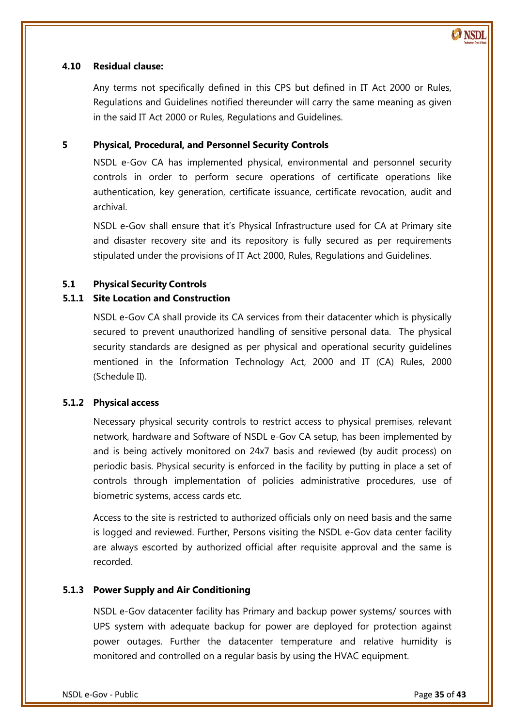### 4.10 Residual clause:

Any terms not specifically defined in this CPS but defined in IT Act 2000 or Rules, Regulations and Guidelines notified thereunder will carry the same meaning as given in the said IT Act 2000 or Rules, Regulations and Guidelines.

## 5 Physical, Procedural, and Personnel Security Controls

NSDL e-Gov CA has implemented physical, environmental and personnel security controls in order to perform secure operations of certificate operations like authentication, key generation, certificate issuance, certificate revocation, audit and archival.

NSDL e-Gov shall ensure that it's Physical Infrastructure used for CA at Primary site and disaster recovery site and its repository is fully secured as per requirements stipulated under the provisions of IT Act 2000, Rules, Regulations and Guidelines.

### 5.1 Physical Security Controls

#### 5.1.1 Site Location and Construction

NSDL e-Gov CA shall provide its CA services from their datacenter which is physically secured to prevent unauthorized handling of sensitive personal data. The physical security standards are designed as per physical and operational security guidelines mentioned in the Information Technology Act, 2000 and IT (CA) Rules, 2000 (Schedule II).

#### 5.1.2 Physical access

Necessary physical security controls to restrict access to physical premises, relevant network, hardware and Software of NSDL e-Gov CA setup, has been implemented by and is being actively monitored on 24x7 basis and reviewed (by audit process) on periodic basis. Physical security is enforced in the facility by putting in place a set of controls through implementation of policies administrative procedures, use of biometric systems, access cards etc.

Access to the site is restricted to authorized officials only on need basis and the same is logged and reviewed. Further, Persons visiting the NSDL e-Gov data center facility are always escorted by authorized official after requisite approval and the same is recorded.

#### 5.1.3 Power Supply and Air Conditioning

NSDL e-Gov datacenter facility has Primary and backup power systems/ sources with UPS system with adequate backup for power are deployed for protection against power outages. Further the datacenter temperature and relative humidity is monitored and controlled on a regular basis by using the HVAC equipment.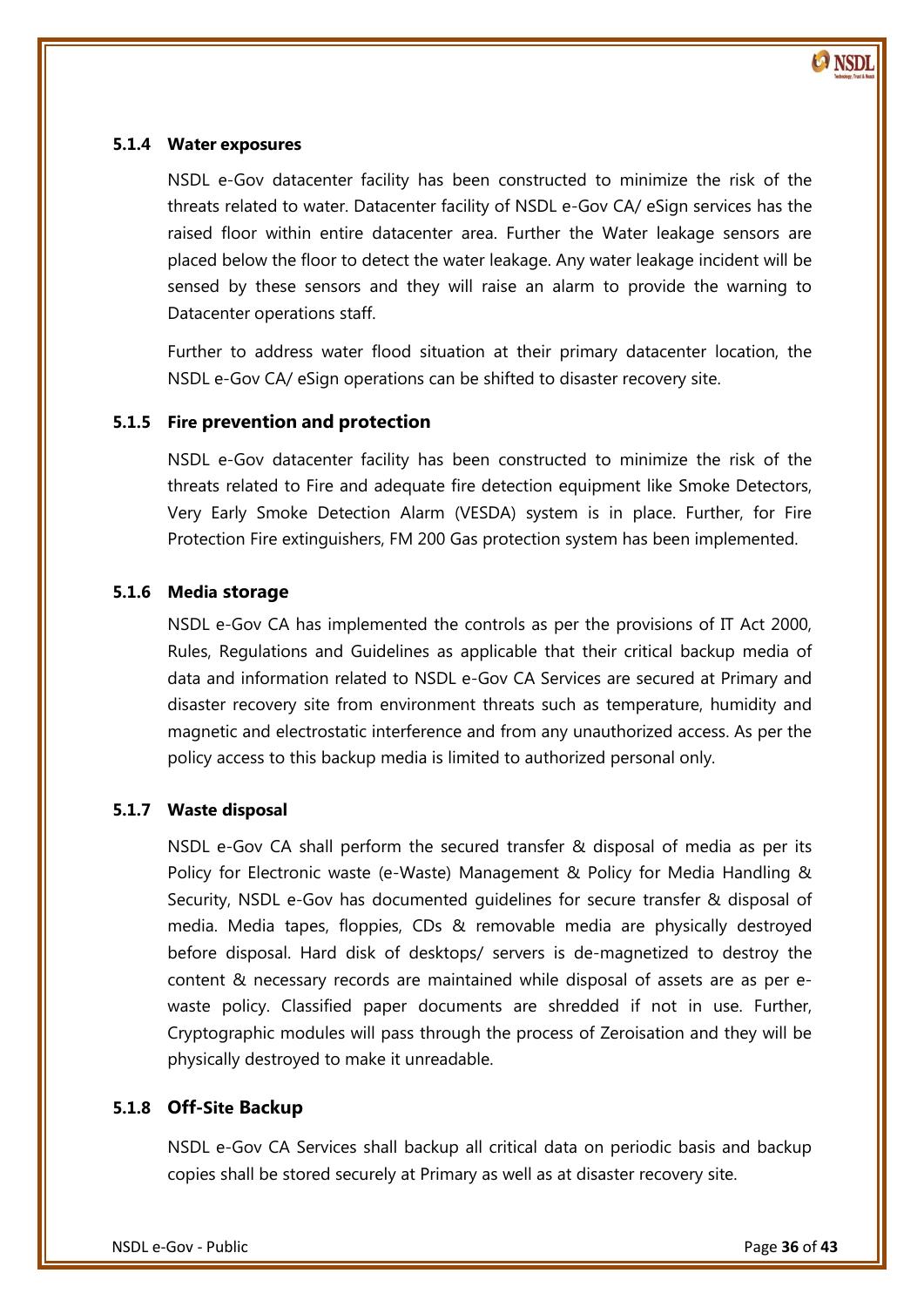### 5.1.4 Water exposures

NSDL e-Gov datacenter facility has been constructed to minimize the risk of the threats related to water. Datacenter facility of NSDL e-Gov CA/ eSign services has the raised floor within entire datacenter area. Further the Water leakage sensors are placed below the floor to detect the water leakage. Any water leakage incident will be sensed by these sensors and they will raise an alarm to provide the warning to Datacenter operations staff.

Further to address water flood situation at their primary datacenter location, the NSDL e-Gov CA/ eSign operations can be shifted to disaster recovery site.

### 5.1.5 Fire prevention and protection

NSDL e-Gov datacenter facility has been constructed to minimize the risk of the threats related to Fire and adequate fire detection equipment like Smoke Detectors, Very Early Smoke Detection Alarm (VESDA) system is in place. Further, for Fire Protection Fire extinguishers, FM 200 Gas protection system has been implemented.

### 5.1.6 Media storage

NSDL e-Gov CA has implemented the controls as per the provisions of IT Act 2000, Rules, Regulations and Guidelines as applicable that their critical backup media of data and information related to NSDL e-Gov CA Services are secured at Primary and disaster recovery site from environment threats such as temperature, humidity and magnetic and electrostatic interference and from any unauthorized access. As per the policy access to this backup media is limited to authorized personal only.

### 5.1.7 Waste disposal

NSDL e-Gov CA shall perform the secured transfer & disposal of media as per its Policy for Electronic waste (e-Waste) Management & Policy for Media Handling & Security, NSDL e-Gov has documented guidelines for secure transfer & disposal of media. Media tapes, floppies, CDs & removable media are physically destroyed before disposal. Hard disk of desktops/ servers is de-magnetized to destroy the content & necessary records are maintained while disposal of assets are as per e-waste policy. Classified paper documents are shredded if not in use. Further, Cryptographic modules will pass through the process of Zeroisation and they will be physically destroyed to make it unreadable.

### 5.1.8 Off-Site Backup

NSDL e-Gov CA Services shall backup all critical data on periodic basis and backup copies shall be stored securely at Primary as well as at disaster recovery site.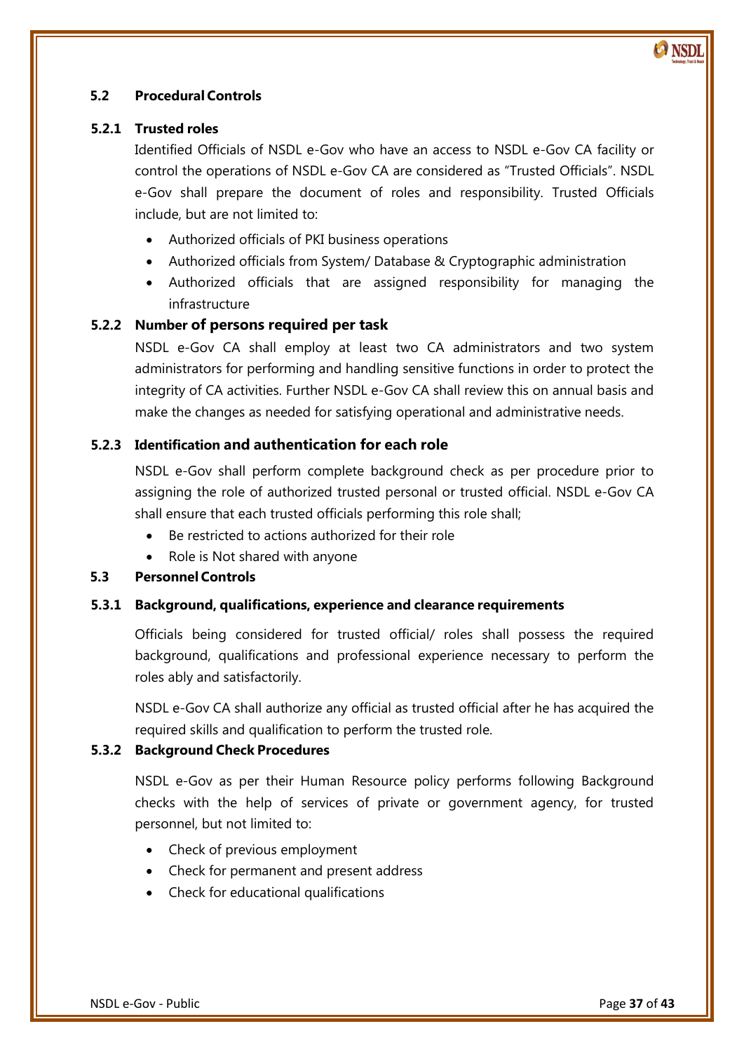## 5.2 Procedural Controls

### 5.2.1 Trusted roles

Identified Officials of NSDL e-Gov who have an access to NSDL e-Gov CA facility or control the operations of NSDL e-Gov CA are considered as "Trusted Officials". NSDL e-Gov shall prepare the document of roles and responsibility. Trusted Officials include, but are not limited to:

- Authorized officials of PKI business operations
- Authorized officials from System/ Database & Cryptographic administration
- Authorized officials that are assigned responsibility for managing the infrastructure

### 5.2.2 Number of persons required per task

NSDL e-Gov CA shall employ at least two CA administrators and two system administrators for performing and handling sensitive functions in order to protect the integrity of CA activities. Further NSDL e-Gov CA shall review this on annual basis and make the changes as needed for satisfying operational and administrative needs.

### 5.2.3 Identification and authentication for each role

NSDL e-Gov shall perform complete background check as per procedure prior to assigning the role of authorized trusted personal or trusted official. NSDL e-Gov CA shall ensure that each trusted officials performing this role shall;

- Be restricted to actions authorized for their role
- Role is Not shared with anyone

## 5.3 Personnel Controls

### 5.3.1 Background, qualifications, experience and clearance requirements

Officials being considered for trusted official/ roles shall possess the required background, qualifications and professional experience necessary to perform the roles ably and satisfactorily.

NSDL e-Gov CA shall authorize any official as trusted official after he has acquired the required skills and qualification to perform the trusted role.

### 5.3.2 Background Check Procedures

NSDL e-Gov as per their Human Resource policy performs following Background checks with the help of services of private or government agency, for trusted personnel, but not limited to:

- Check of previous employment
- Check for permanent and present address
- Check for educational qualifications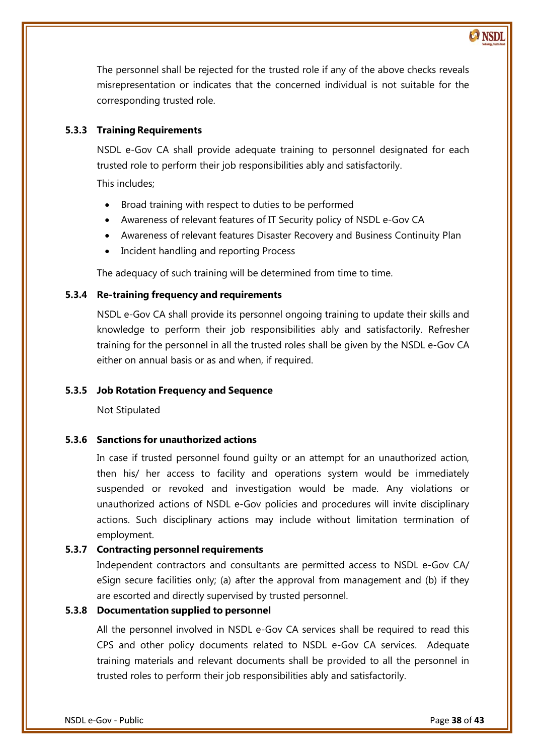The personnel shall be rejected for the trusted role if any of the above checks reveals misrepresentation or indicates that the concerned individual is not suitable for the corresponding trusted role.

### 5.3.3 Training Requirements

NSDL e-Gov CA shall provide adequate training to personnel designated for each trusted role to perform their job responsibilities ably and satisfactorily.

This includes;

- Broad training with respect to duties to be performed
- Awareness of relevant features of IT Security policy of NSDL e-Gov CA
- Awareness of relevant features Disaster Recovery and Business Continuity Plan
- Incident handling and reporting Process

The adequacy of such training will be determined from time to time.

### 5.3.4 Re-training frequency and requirements

NSDL e-Gov CA shall provide its personnel ongoing training to update their skills and knowledge to perform their job responsibilities ably and satisfactorily. Refresher training for the personnel in all the trusted roles shall be given by the NSDL e-Gov CA either on annual basis or as and when, if required.

### 5.3.5 Job Rotation Frequency and Sequence

Not Stipulated

### 5.3.6 Sanctions for unauthorized actions

In case if trusted personnel found guilty or an attempt for an unauthorized action, then his/ her access to facility and operations system would be immediately suspended or revoked and investigation would be made. Any violations or unauthorized actions of NSDL e-Gov policies and procedures will invite disciplinary actions. Such disciplinary actions may include without limitation termination of employment.

### 5.3.7 Contracting personnel requirements

Independent contractors and consultants are permitted access to NSDL e-Gov CA/ eSign secure facilities only; (a) after the approval from management and (b) if they are escorted and directly supervised by trusted personnel.

### 5.3.8 Documentation supplied to personnel

All the personnel involved in NSDL e-Gov CA services shall be required to read this CPS and other policy documents related to NSDL e-Gov CA services. Adequate training materials and relevant documents shall be provided to all the personnel in trusted roles to perform their job responsibilities ably and satisfactorily.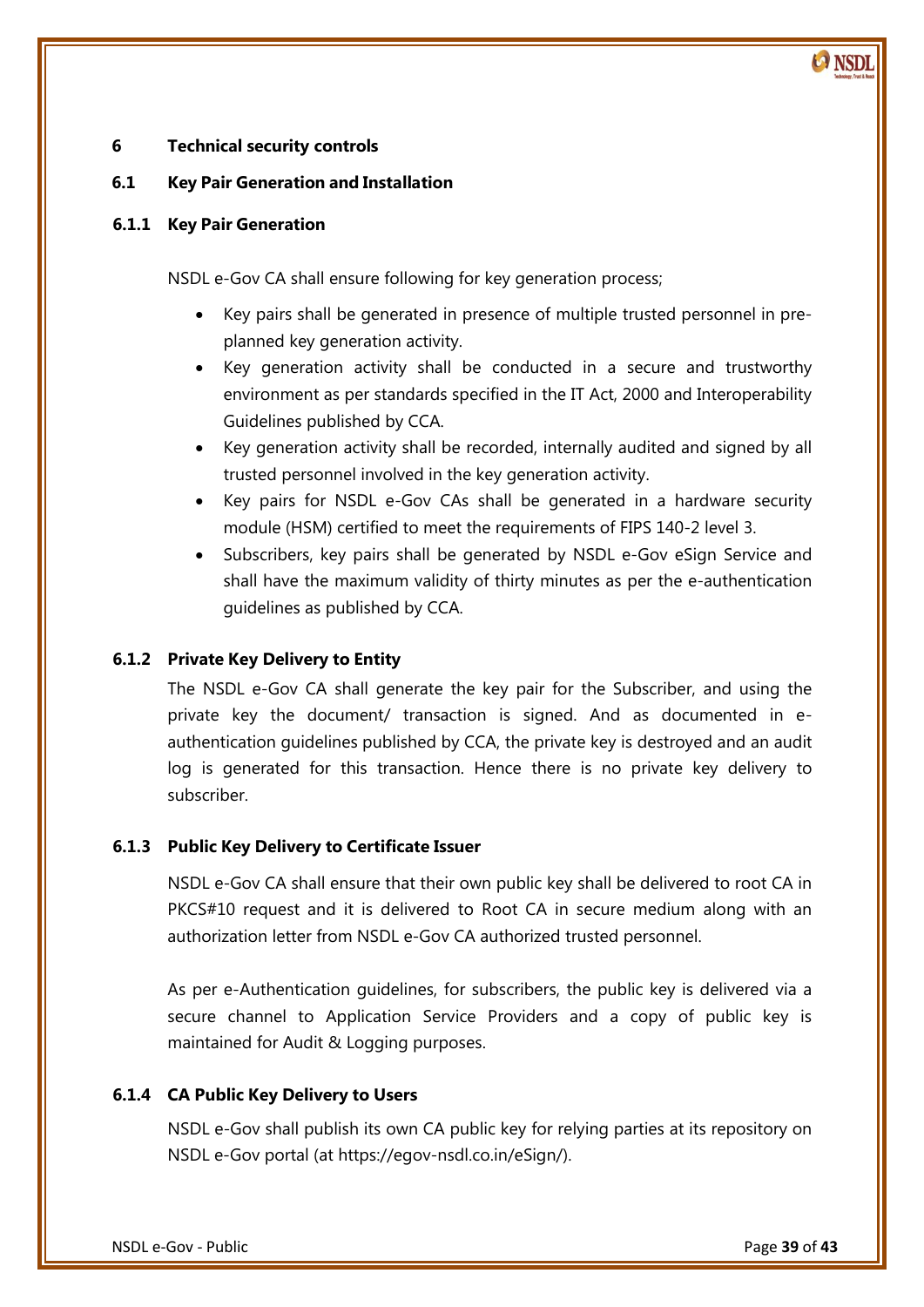# 6 Technical security controls

## 6.1 Key Pair Generation and Installation

### 6.1.1 Key Pair Generation

NSDL e-Gov CA shall ensure following for key generation process;

- Key pairs shall be generated in presence of multiple trusted personnel in pre-planned key generation activity.
- Key generation activity shall be conducted in a secure and trustworthy environment as per standards specified in the IT Act, 2000 and Interoperability Guidelines published by CCA.
- Key generation activity shall be recorded, internally audited and signed by all trusted personnel involved in the key generation activity.
- Key pairs for NSDL e-Gov CAs shall be generated in a hardware security module (HSM) certified to meet the requirements of FIPS 140-2 level 3.
- Subscribers, key pairs shall be generated by NSDL e-Gov eSign Service and shall have the maximum validity of thirty minutes as per the e-authentication guidelines as published by CCA.

### 6.1.2 Private Key Delivery to Entity

The NSDL e-Gov CA shall generate the key pair for the Subscriber, and using the private key the document/ transaction is signed. And as documented in e-authentication guidelines published by CCA, the private key is destroyed and an audit log is generated for this transaction. Hence there is no private key delivery to subscriber.

### 6.1.3 Public Key Delivery to Certificate Issuer

NSDL e-Gov CA shall ensure that their own public key shall be delivered to root CA in PKCS#10 request and it is delivered to Root CA in secure medium along with an authorization letter from NSDL e-Gov CA authorized trusted personnel.

As per e-Authentication guidelines, for subscribers, the public key is delivered via a secure channel to Application Service Providers and a copy of public key is maintained for Audit & Logging purposes.

### 6.1.4 CA Public Key Delivery to Users

NSDL e-Gov shall publish its own CA public key for relying parties at its repository on NSDL e-Gov portal (at https://egov-nsdl.co.in/eSign/).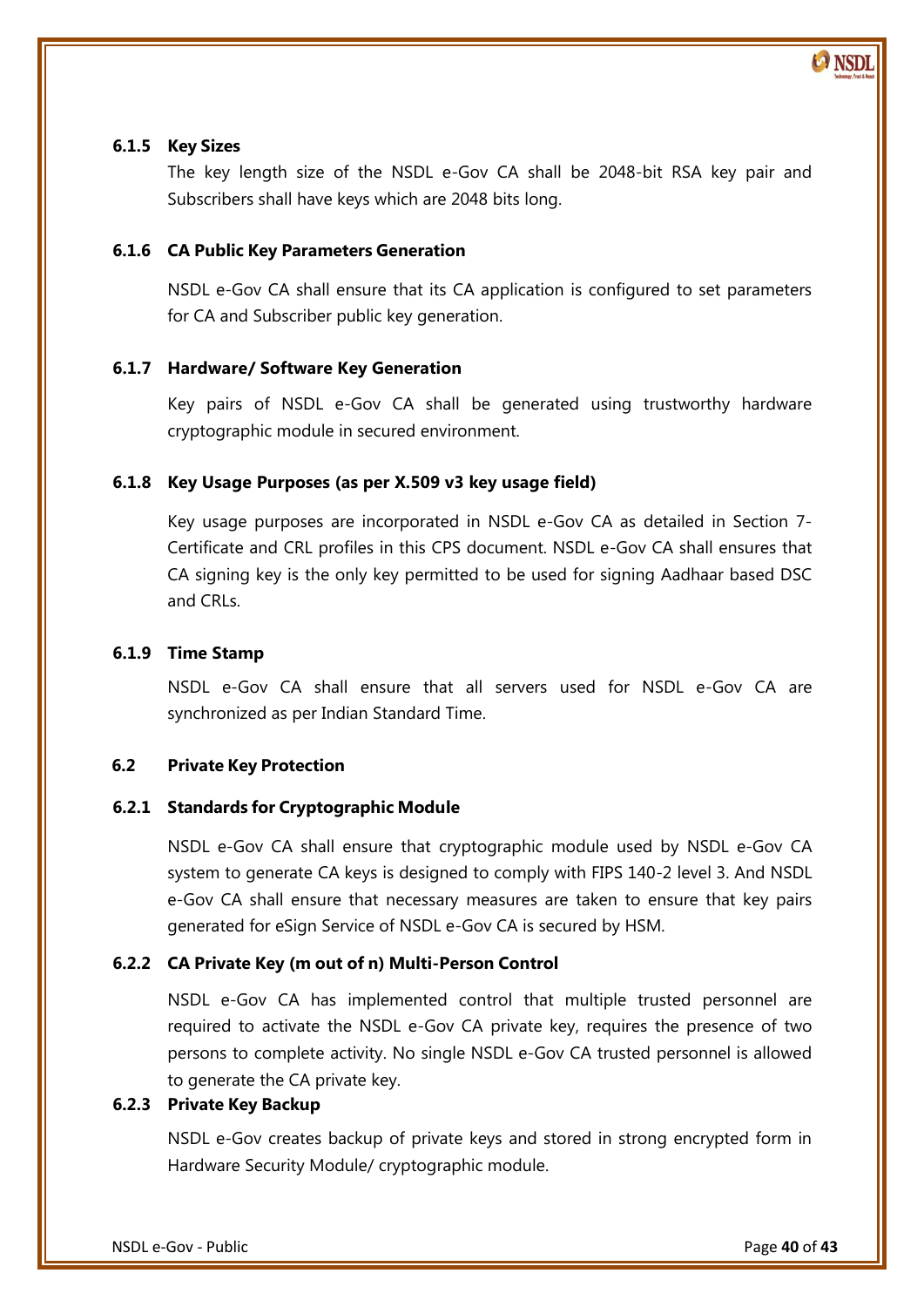### 6.1.5 Key Sizes

The key length size of the NSDL e-Gov CA shall be 2048-bit RSA key pair and Subscribers shall have keys which are 2048 bits long.

### 6.1.6 CA Public Key Parameters Generation

NSDL e-Gov CA shall ensure that its CA application is configured to set parameters for CA and Subscriber public key generation.

### 6.1.7 Hardware/ Software Key Generation

Key pairs of NSDL e-Gov CA shall be generated using trustworthy hardware cryptographic module in secured environment.

### 6.1.8 Key Usage Purposes (as per X.509 v3 key usage field)

Key usage purposes are incorporated in NSDL e-Gov CA as detailed in Section 7- Certificate and CRL profiles in this CPS document. NSDL e-Gov CA shall ensures that CA signing key is the only key permitted to be used for signing Aadhaar based DSC and CRLs.

### 6.1.9 Time Stamp

NSDL e-Gov CA shall ensure that all servers used for NSDL e-Gov CA are synchronized as per Indian Standard Time.

## 6.2 Private Key Protection

### 6.2.1 Standards for Cryptographic Module

NSDL e-Gov CA shall ensure that cryptographic module used by NSDL e-Gov CA system to generate CA keys is designed to comply with FIPS 140-2 level 3. And NSDL e-Gov CA shall ensure that necessary measures are taken to ensure that key pairs generated for eSign Service of NSDL e-Gov CA is secured by HSM.

### 6.2.2 CA Private Key (m out of n) Multi-Person Control

NSDL e-Gov CA has implemented control that multiple trusted personnel are required to activate the NSDL e-Gov CA private key, requires the presence of two persons to complete activity. No single NSDL e-Gov CA trusted personnel is allowed to generate the CA private key.

### 6.2.3 Private Key Backup

NSDL e-Gov creates backup of private keys and stored in strong encrypted form in Hardware Security Module/ cryptographic module.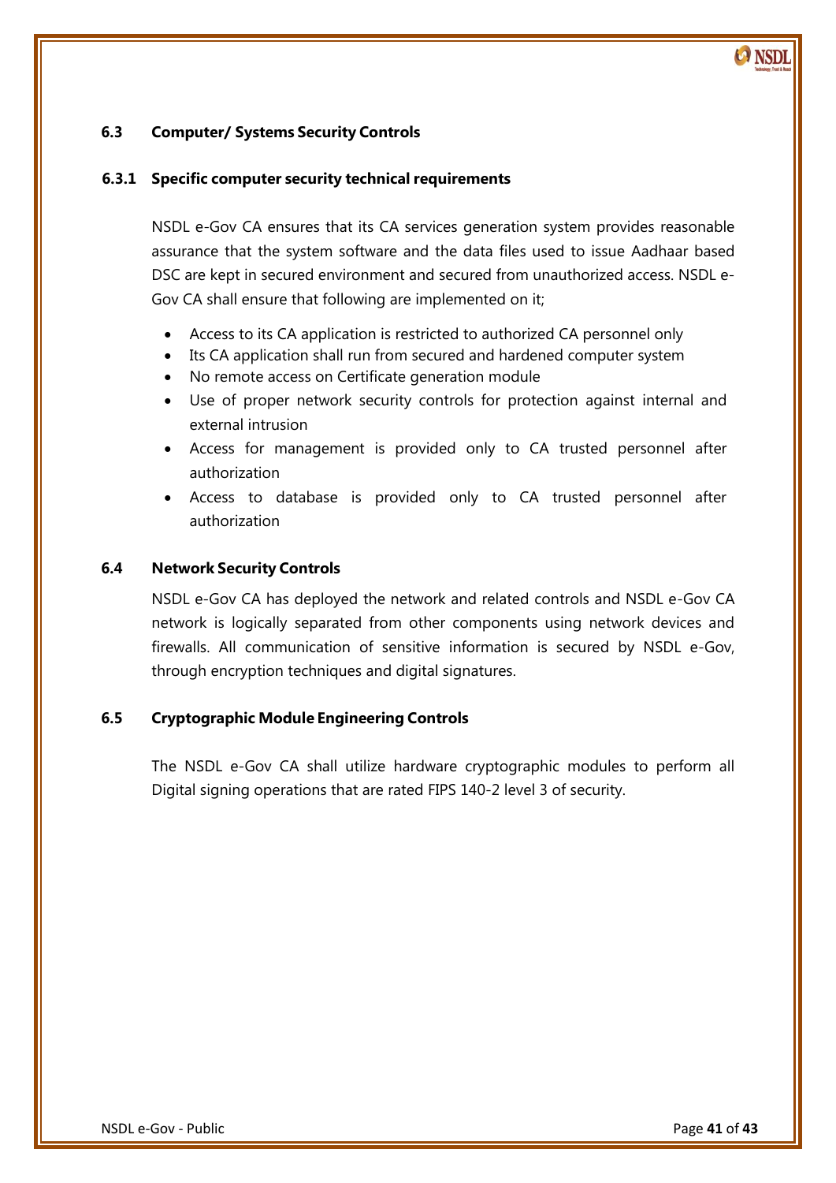## 6.3 Computer/ Systems Security Controls

### 6.3.1 Specific computer security technical requirements

NSDL e-Gov CA ensures that its CA services generation system provides reasonable assurance that the system software and the data files used to issue Aadhaar based DSC are kept in secured environment and secured from unauthorized access. NSDL e-Gov CA shall ensure that following are implemented on it;

- Access to its CA application is restricted to authorized CA personnel only
- Its CA application shall run from secured and hardened computer system
- No remote access on Certificate generation module
- Use of proper network security controls for protection against internal and external intrusion
- Access for management is provided only to CA trusted personnel after authorization
- Access to database is provided only to CA trusted personnel after authorization

## 6.4 Network Security Controls

NSDL e-Gov CA has deployed the network and related controls and NSDL e-Gov CA network is logically separated from other components using network devices and firewalls. All communication of sensitive information is secured by NSDL e-Gov, through encryption techniques and digital signatures.

## 6.5 Cryptographic Module Engineering Controls

The NSDL e-Gov CA shall utilize hardware cryptographic modules to perform all Digital signing operations that are rated FIPS 140-2 level 3 of security.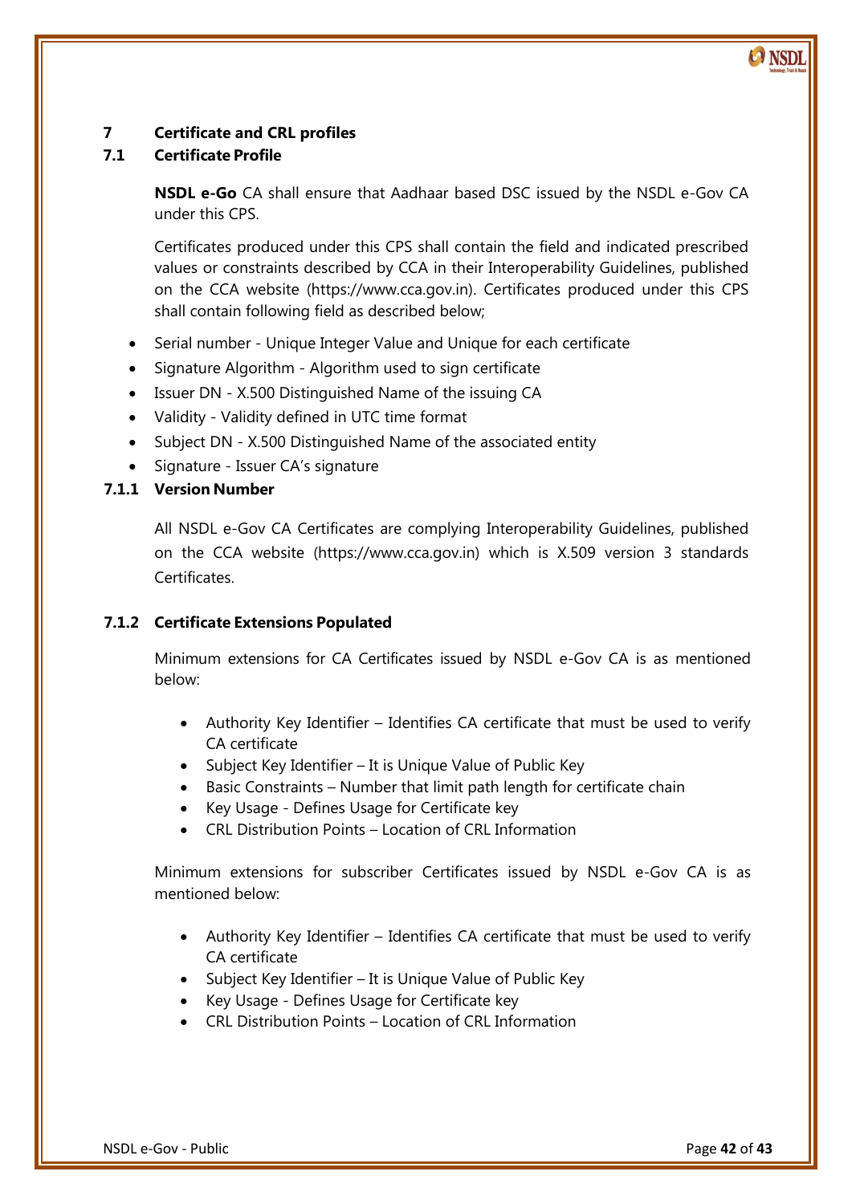# 7 Certificate and CRL profiles

## 7.1 Certificate Profile

**NSDL e-Go** CA shall ensure that Aadhaar based DSC issued by the NSDL e-Gov CA under this CPS.

Certificates produced under this CPS shall contain the field and indicated prescribed values or constraints described by CCA in their Interoperability Guidelines, published on the CCA website (https://www.cca.gov.in). Certificates produced under this CPS shall contain following field as described below;

- Serial number - Unique Integer Value and Unique for each certificate
- Signature Algorithm - Algorithm used to sign certificate
- Issuer DN - X.500 Distinguished Name of the issuing CA
- Validity - Validity defined in UTC time format
- Subject DN - X.500 Distinguished Name of the associated entity
- Signature - Issuer CA's signature

### 7.1.1 Version Number

All NSDL e-Gov CA Certificates are complying Interoperability Guidelines, published on the CCA website (https://www.cca.gov.in) which is X.509 version 3 standards Certificates.

### 7.1.2 Certificate Extensions Populated

Minimum extensions for CA Certificates issued by NSDL e-Gov CA is as mentioned below:

- Authority Key Identifier – Identifies CA certificate that must be used to verify CA certificate
- Subject Key Identifier – It is Unique Value of Public Key
- Basic Constraints – Number that limit path length for certificate chain
- Key Usage - Defines Usage for Certificate key
- CRL Distribution Points – Location of CRL Information

Minimum extensions for subscriber Certificates issued by NSDL e-Gov CA is as mentioned below:

- Authority Key Identifier – Identifies CA certificate that must be used to verify CA certificate
- Subject Key Identifier – It is Unique Value of Public Key
- Key Usage - Defines Usage for Certificate key
- CRL Distribution Points – Location of CRL Information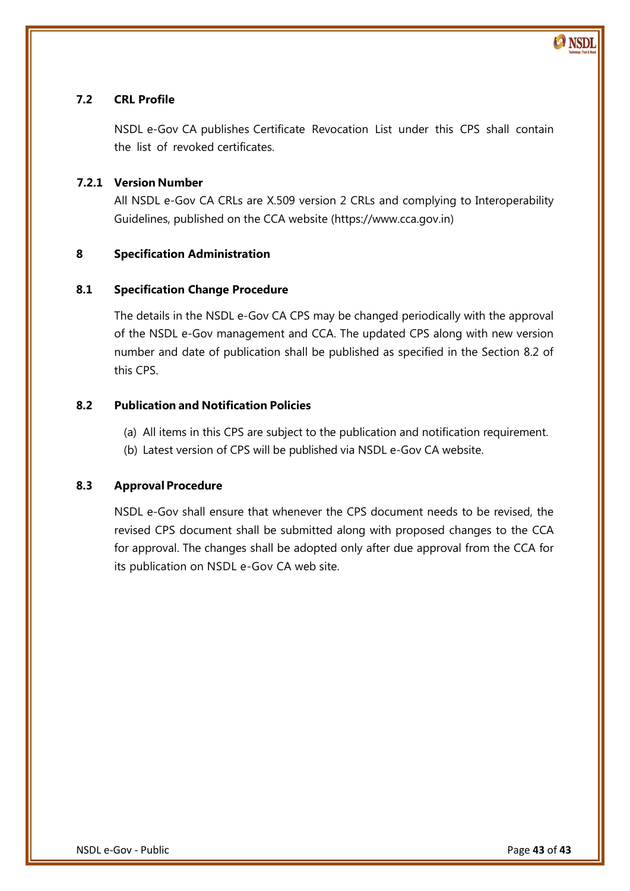## 7.2 CRL Profile

NSDL e-Gov CA publishes Certificate Revocation List under this CPS shall contain the list of revoked certificates.

### 7.2.1 Version Number

All NSDL e-Gov CA CRLs are X.509 version 2 CRLs and complying to Interoperability Guidelines, published on the CCA website (https://www.cca.gov.in)

# 8 Specification Administration

## 8.1 Specification Change Procedure

The details in the NSDL e-Gov CA CPS may be changed periodically with the approval of the NSDL e-Gov management and CCA. The updated CPS along with new version number and date of publication shall be published as specified in the Section 8.2 of this CPS.

## 8.2 Publication and Notification Policies

(a) All items in this CPS are subject to the publication and notification requirement.
(b) Latest version of CPS will be published via NSDL e-Gov CA website.

## 8.3 Approval Procedure

NSDL e-Gov shall ensure that whenever the CPS document needs to be revised, the revised CPS document shall be submitted along with proposed changes to the CCA for approval. The changes shall be adopted only after due approval from the CCA for its publication on NSDL e-Gov CA web site.